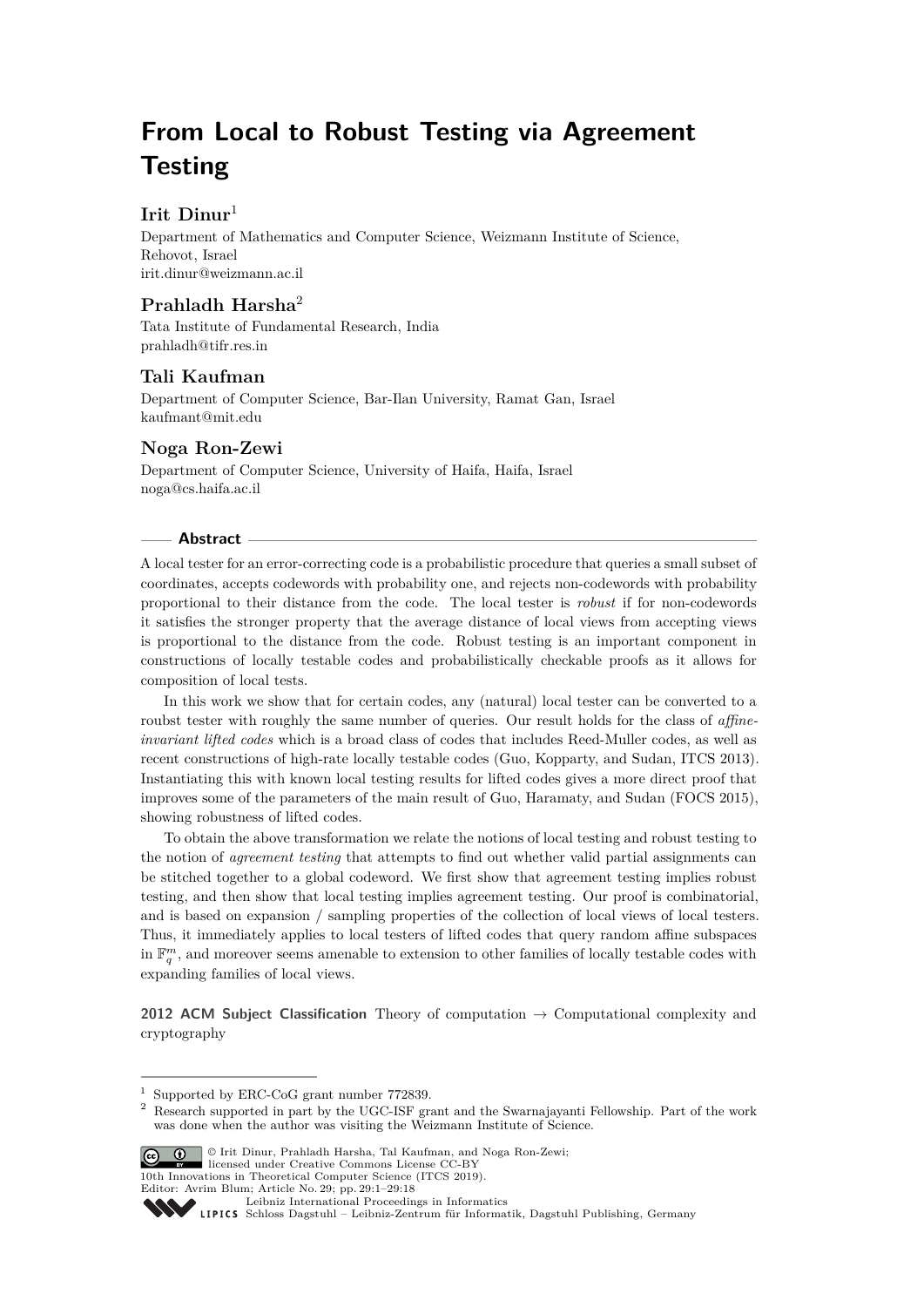# From Local to Robust Testing via Agreement Testing

## Irit Dinur[1]

Department of Mathematics and Computer Science, Weizmann Institute of Science, Rehovot, Israel
irit.dinur@weizmann.ac.il

## Prahladh Harsha[2]

Tata Institute of Fundamental Research, India
prahladh@tifr.res.in

## Tali Kaufman

Department of Computer Science, Bar-Ilan University, Ramat Gan, Israel
kaufmant@mit.edu

## Noga Ron-Zewi

Department of Computer Science, University of Haifa, Haifa, Israel
noga@cs.haifa.ac.il

## Abstract

A local tester for an error-correcting code is a probabilistic procedure that queries a small subset of coordinates, accepts codewords with probability one, and rejects non-codewords with probability proportional to their distance from the code. The local tester is *robust* if for non-codewords it satisfies the stronger property that the average distance of local views from accepting views is proportional to the distance from the code. Robust testing is an important component in constructions of locally testable codes and probabilistically checkable proofs as it allows for composition of local tests.

In this work we show that for certain codes, any (natural) local tester can be converted to a roubst tester with roughly the same number of queries. Our result holds for the class of *affine-invariant lifted codes* which is a broad class of codes that includes Reed-Muller codes, as well as recent constructions of high-rate locally testable codes (Guo, Kopparty, and Sudan, ITCS 2013). Instantiating this with known local testing results for lifted codes gives a more direct proof that improves some of the parameters of the main result of Guo, Haramaty, and Sudan (FOCS 2015), showing robustness of lifted codes.

To obtain the above transformation we relate the notions of local testing and robust testing to the notion of *agreement testing* that attempts to find out whether valid partial assignments can be stitched together to a global codeword. We first show that agreement testing implies robust testing, and then show that local testing implies agreement testing. Our proof is combinatorial, and is based on expansion / sampling properties of the collection of local views of local testers. Thus, it immediately applies to local testers of lifted codes that query random affine subspaces in $\mathbb{F}_q^m$, and moreover seems amenable to extension to other families of locally testable codes with expanding families of local views.

**2012 ACM Subject Classification** Theory of computation → Computational complexity and cryptography

---

[1] Supported by ERC-CoG grant number 772839.

[2] Research supported in part by the UGC-ISF grant and the Swarnajayanti Fellowship. Part of the work was done when the author was visiting the Weizmann Institute of Science.

© Irit Dinur, Prahladh Harsha, Tali Kaufman, and Noga Ron-Zewi; licensed under Creative Commons License CC-BY
10th Innovations in Theoretical Computer Science (ITCS 2019).
Editor: Avrim Blum; Article No. 29; pp. 29:1–29:18
Leibniz International Proceedings in Informatics
Schloss Dagstuhl – Leibniz-Zentrum für Informatik, Dagstuhl Publishing, Germany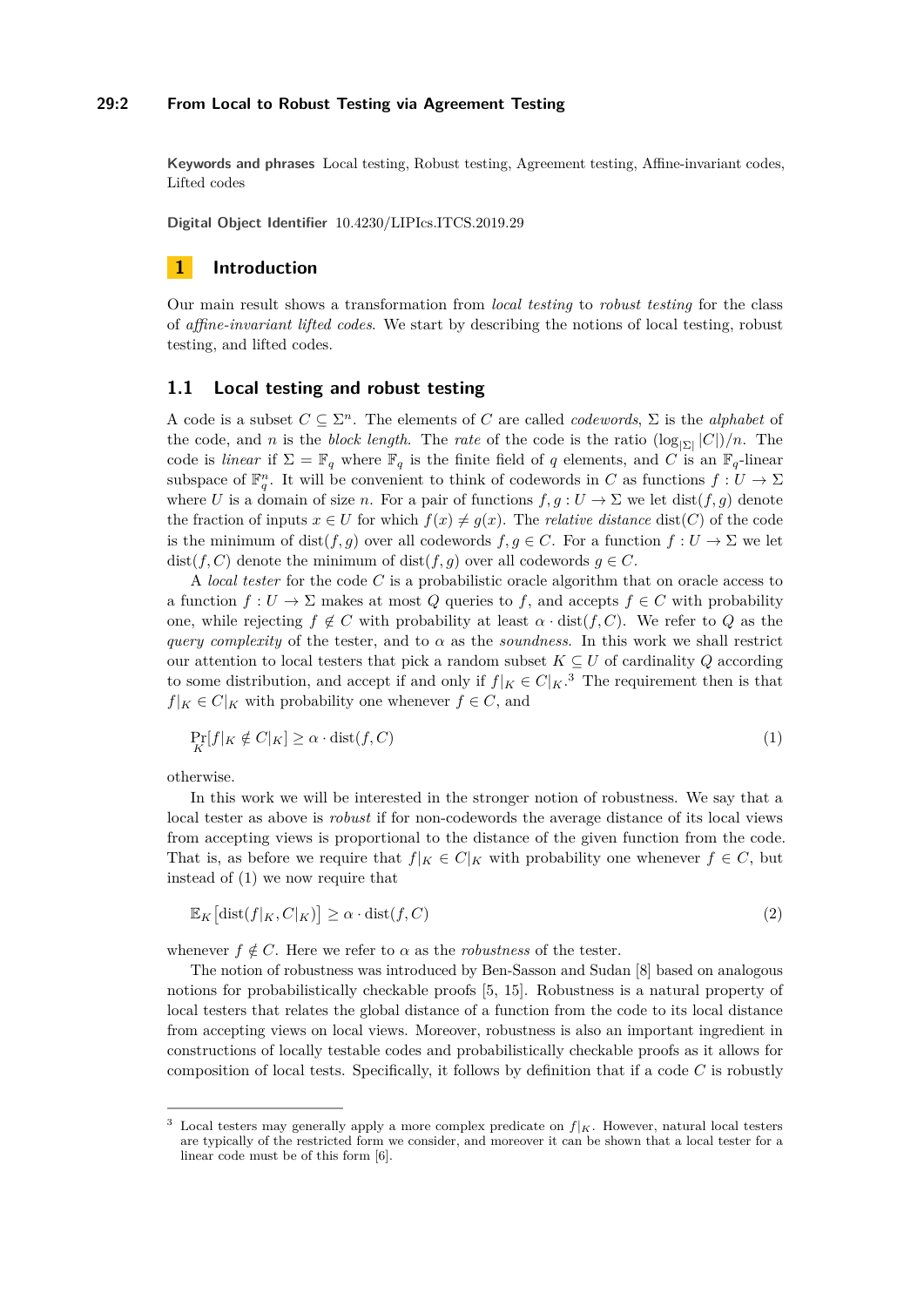**Keywords and phrases** Local testing, Robust testing, Agreement testing, Affine-invariant codes, Lifted codes

**Digital Object Identifier** 10.4230/LIPIcs.ITCS.2019.29

# 1 Introduction

Our main result shows a transformation from *local testing* to *robust testing* for the class of *affine-invariant lifted codes*. We start by describing the notions of local testing, robust testing, and lifted codes.

## 1.1 Local testing and robust testing

A code is a subset $C \subseteq \Sigma^n$. The elements of $C$ are called *codewords*, $\Sigma$ is the *alphabet* of the code, and $n$ is the *block length*. The *rate* of the code is the ratio $(\log_{|\Sigma|} |C|)/n$. The code is *linear* if $\Sigma = \mathbb{F}_q$ where $\mathbb{F}_q$ is the finite field of $q$ elements, and $C$ is an $\mathbb{F}_q$-linear subspace of $\mathbb{F}_q^n$. It will be convenient to think of codewords in $C$ as functions $f : U \to \Sigma$ where $U$ is a domain of size $n$. For a pair of functions $f, g : U \to \Sigma$ we let $\text{dist}(f, g)$ denote the fraction of inputs $x \in U$ for which $f(x) \neq g(x)$. The *relative distance* $\text{dist}(C)$ of the code is the minimum of $\text{dist}(f, g)$ over all codewords $f, g \in C$. For a function $f : U \to \Sigma$ we let $\text{dist}(f, C)$ denote the minimum of $\text{dist}(f, g)$ over all codewords $g \in C$.

A *local tester* for the code $C$ is a probabilistic oracle algorithm that on oracle access to a function $f : U \to \Sigma$ makes at most $Q$ queries to $f$, and accepts $f \in C$ with probability one, while rejecting $f \notin C$ with probability at least $\alpha \cdot \text{dist}(f, C)$. We refer to $Q$ as the *query complexity* of the tester, and to $\alpha$ as the *soundness*. In this work we shall restrict our attention to local testers that pick a random subset $K \subseteq U$ of cardinality $Q$ according to some distribution, and accept if and only if $f|_K \in C|_K$.[3] The requirement then is that $f|_K \in C|_K$ with probability one whenever $f \in C$, and

$$\Pr_K[f|_K \notin C|_K] \geq \alpha \cdot \text{dist}(f, C) \tag{1}$$

otherwise.

In this work we will be interested in the stronger notion of robustness. We say that a local tester as above is *robust* if for non-codewords the average distance of its local views from accepting views is proportional to the distance of the given function from the code. That is, as before we require that $f|_K \in C|_K$ with probability one whenever $f \in C$, but instead of (1) we now require that

$$\mathbb{E}_K\left[\text{dist}(f|_K, C|_K)\right] \geq \alpha \cdot \text{dist}(f, C) \tag{2}$$

whenever $f \notin C$. Here we refer to $\alpha$ as the *robustness* of the tester.

The notion of robustness was introduced by Ben-Sasson and Sudan [8] based on analogous notions for probabilistically checkable proofs [5, 15]. Robustness is a natural property of local testers that relates the global distance of a function from the code to its local distance from accepting views on local views. Moreover, robustness is also an important ingredient in constructions of locally testable codes and probabilistically checkable proofs as it allows for composition of local tests. Specifically, it follows by definition that if a code $C$ is robustly

[3] Local testers may generally apply a more complex predicate on $f|_K$. However, natural local testers are typically of the restricted form we consider, and moreover it can be shown that a local tester for a linear code must be of this form [6].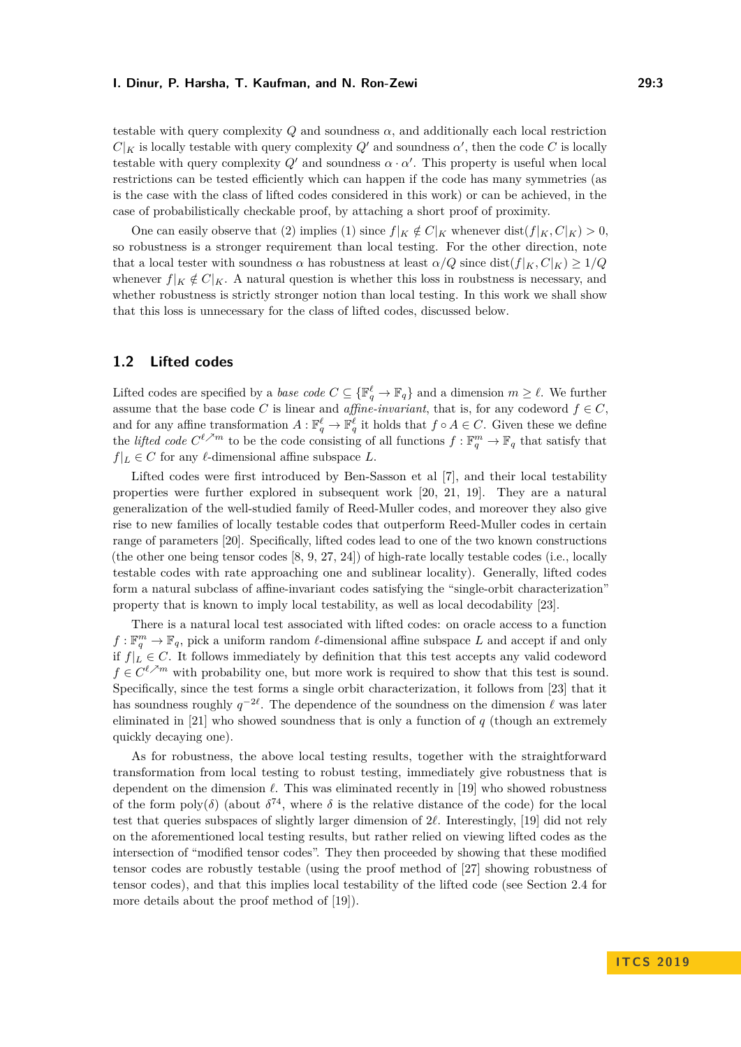testable with query complexity $Q$ and soundness $\alpha$, and additionally each local restriction $C|_K$ is locally testable with query complexity $Q'$ and soundness $\alpha'$, then the code $C$ is locally testable with query complexity $Q'$ and soundness $\alpha \cdot \alpha'$. This property is useful when local restrictions can be tested efficiently which can happen if the code has many symmetries (as is the case with the class of lifted codes considered in this work) or can be achieved, in the case of probabilistically checkable proof, by attaching a short proof of proximity.

One can easily observe that (2) implies (1) since $f|_K \notin C|_K$ whenever $\text{dist}(f|_K, C|_K) > 0$, so robustness is a stronger requirement than local testing. For the other direction, note that a local tester with soundness $\alpha$ has robustness at least $\alpha/Q$ since $\text{dist}(f|_K, C|_K) \geq 1/Q$ whenever $f|_K \notin C|_K$. A natural question is whether this loss in roubstness is necessary, and whether robustness is strictly stronger notion than local testing. In this work we shall show that this loss is unnecessary for the class of lifted codes, discussed below.

## 1.2 Lifted codes

Lifted codes are specified by a *base code* $C \subseteq \{\mathbb{F}_q^\ell \to \mathbb{F}_q\}$ and a dimension $m \geq \ell$. We further assume that the base code $C$ is linear and *affine-invariant*, that is, for any codeword $f \in C$, and for any affine transformation $A : \mathbb{F}_q^\ell \to \mathbb{F}_q^\ell$ it holds that $f \circ A \in C$. Given these we define the *lifted code* $C^{\ell \nearrow m}$ to be the code consisting of all functions $f : \mathbb{F}_q^m \to \mathbb{F}_q$ that satisfy that $f|_L \in C$ for any $\ell$-dimensional affine subspace $L$.

Lifted codes were first introduced by Ben-Sasson et al [7], and their local testability properties were further explored in subsequent work [20, 21, 19]. They are a natural generalization of the well-studied family of Reed-Muller codes, and moreover they also give rise to new families of locally testable codes that outperform Reed-Muller codes in certain range of parameters [20]. Specifically, lifted codes lead to one of the two known constructions (the other one being tensor codes [8, 9, 27, 24]) of high-rate locally testable codes (i.e., locally testable codes with rate approaching one and sublinear locality). Generally, lifted codes form a natural subclass of affine-invariant codes satisfying the "single-orbit characterization" property that is known to imply local testability, as well as local decodability [23].

There is a natural local test associated with lifted codes: on oracle access to a function $f : \mathbb{F}_q^m \to \mathbb{F}_q$, pick a uniform random $\ell$-dimensional affine subspace $L$ and accept if and only if $f|_L \in C$. It follows immediately by definition that this test accepts any valid codeword $f \in C^{\ell \nearrow m}$ with probability one, but more work is required to show that this test is sound. Specifically, since the test forms a single orbit characterization, it follows from [23] that it has soundness roughly $q^{-2\ell}$. The dependence of the soundness on the dimension $\ell$ was later eliminated in [21] who showed soundness that is only a function of $q$ (though an extremely quickly decaying one).

As for robustness, the above local testing results, together with the straightforward transformation from local testing to robust testing, immediately give robustness that is dependent on the dimension $\ell$. This was eliminated recently in [19] who showed robustness of the form $\text{poly}(\delta)$ (about $\delta^{74}$, where $\delta$ is the relative distance of the code) for the local test that queries subspaces of slightly larger dimension of $2\ell$. Interestingly, [19] did not rely on the aforementioned local testing results, but rather relied on viewing lifted codes as the intersection of "modified tensor codes". They then proceeded by showing that these modified tensor codes are robustly testable (using the proof method of [27] showing robustness of tensor codes), and that this implies local testability of the lifted code (see Section 2.4 for more details about the proof method of [19]).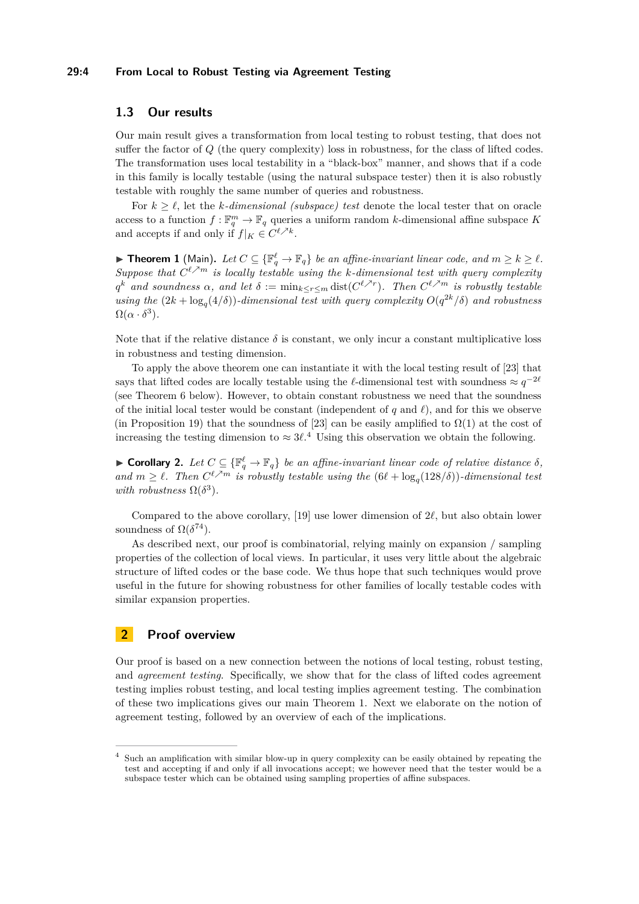### 1.3 Our results

Our main result gives a transformation from local testing to robust testing, that does not suffer the factor of $Q$ (the query complexity) loss in robustness, for the class of lifted codes. The transformation uses local testability in a "black-box" manner, and shows that if a code in this family is locally testable (using the natural subspace tester) then it is also robustly testable with roughly the same number of queries and robustness.

For $k \geq \ell$, let the *$k$-dimensional (subspace) test* denote the local tester that on oracle access to a function $f : \mathbb{F}_q^m \to \mathbb{F}_q$ queries a uniform random $k$-dimensional affine subspace $K$ and accepts if and only if $f|_K \in C^{\ell \nearrow k}$.

▶ **Theorem 1** (Main). *Let $C \subseteq \{\mathbb{F}_q^\ell \to \mathbb{F}_q\}$ be an affine-invariant linear code, and $m \geq k \geq \ell$. Suppose that $C^{\ell \nearrow m}$ is locally testable using the $k$-dimensional test with query complexity $q^k$ and soundness $\alpha$, and let $\delta := \min_{k \leq r \leq m} \mathrm{dist}(C^{\ell \nearrow r})$. Then $C^{\ell \nearrow m}$ is robustly testable using the $(2k + \log_q(4/\delta))$-dimensional test with query complexity $O(q^{2k}/\delta)$ and robustness $\Omega(\alpha \cdot \delta^3)$.*

Note that if the relative distance $\delta$ is constant, we only incur a constant multiplicative loss in robustness and testing dimension.

To apply the above theorem one can instantiate it with the local testing result of [23] that says that lifted codes are locally testable using the $\ell$-dimensional test with soundness $\approx q^{-2\ell}$ (see Theorem 6 below). However, to obtain constant robustness we need that the soundness of the initial local tester would be constant (independent of $q$ and $\ell$), and for this we observe (in Proposition 19) that the soundness of [23] can be easily amplified to $\Omega(1)$ at the cost of increasing the testing dimension to $\approx 3\ell$.[4] Using this observation we obtain the following.

▶ **Corollary 2.** *Let $C \subseteq \{\mathbb{F}_q^\ell \to \mathbb{F}_q\}$ be an affine-invariant linear code of relative distance $\delta$, and $m \geq \ell$. Then $C^{\ell \nearrow m}$ is robustly testable using the $(6\ell + \log_q(128/\delta))$-dimensional test with robustness $\Omega(\delta^3)$.*

Compared to the above corollary, [19] use lower dimension of $2\ell$, but also obtain lower soundness of $\Omega(\delta^{74})$.

As described next, our proof is combinatorial, relying mainly on expansion / sampling properties of the collection of local views. In particular, it uses very little about the algebraic structure of lifted codes or the base code. We thus hope that such techniques would prove useful in the future for showing robustness for other families of locally testable codes with similar expansion properties.

## 2 Proof overview

Our proof is based on a new connection between the notions of local testing, robust testing, and *agreement testing*. Specifically, we show that for the class of lifted codes agreement testing implies robust testing, and local testing implies agreement testing. The combination of these two implications gives our main Theorem 1. Next we elaborate on the notion of agreement testing, followed by an overview of each of the implications.

[4] Such an amplification with similar blow-up in query complexity can be easily obtained by repeating the test and accepting if and only if all invocations accept; we however need that the tester would be a subspace tester which can be obtained using sampling properties of affine subspaces.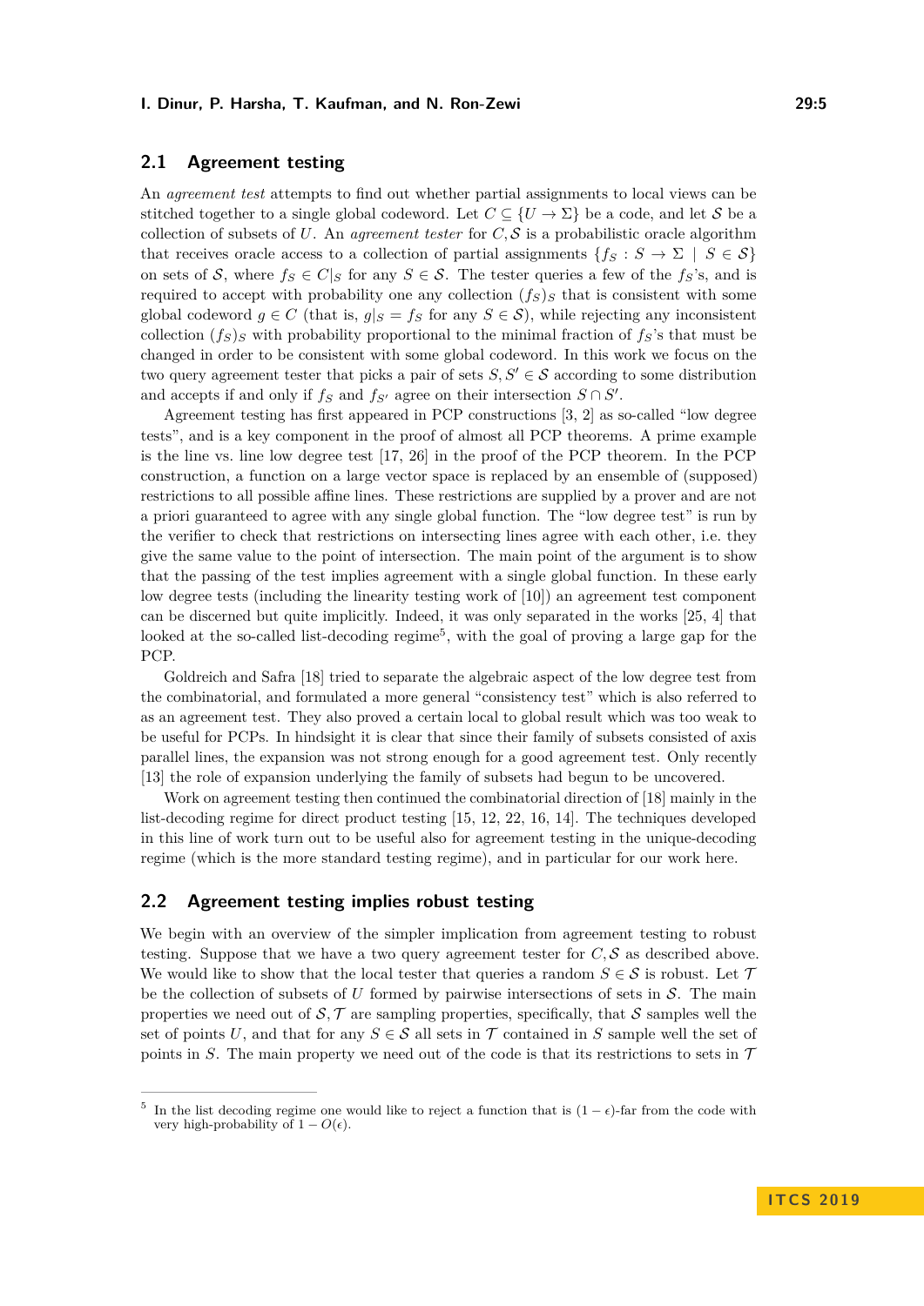## 2.1 Agreement testing

An *agreement test* attempts to find out whether partial assignments to local views can be stitched together to a single global codeword. Let $C \subseteq \{U \to \Sigma\}$ be a code, and let $\mathcal{S}$ be a collection of subsets of $U$. An *agreement tester* for $C, \mathcal{S}$ is a probabilistic oracle algorithm that receives oracle access to a collection of partial assignments $\{f_S : S \to \Sigma \mid S \in \mathcal{S}\}$ on sets of $\mathcal{S}$, where $f_S \in C|_S$ for any $S \in \mathcal{S}$. The tester queries a few of the $f_S$'s, and is required to accept with probability one any collection $(f_S)_S$ that is consistent with some global codeword $g \in C$ (that is, $g|_S = f_S$ for any $S \in \mathcal{S}$), while rejecting any inconsistent collection $(f_S)_S$ with probability proportional to the minimal fraction of $f_S$'s that must be changed in order to be consistent with some global codeword. In this work we focus on the two query agreement tester that picks a pair of sets $S, S' \in \mathcal{S}$ according to some distribution and accepts if and only if $f_S$ and $f_{S'}$ agree on their intersection $S \cap S'$.

Agreement testing has first appeared in PCP constructions [3, 2] as so-called "low degree tests", and is a key component in the proof of almost all PCP theorems. A prime example is the line vs. line low degree test [17, 26] in the proof of the PCP theorem. In the PCP construction, a function on a large vector space is replaced by an ensemble of (supposed) restrictions to all possible affine lines. These restrictions are supplied by a prover and are not a priori guaranteed to agree with any single global function. The "low degree test" is run by the verifier to check that restrictions on intersecting lines agree with each other, i.e. they give the same value to the point of intersection. The main point of the argument is to show that the passing of the test implies agreement with a single global function. In these early low degree tests (including the linearity testing work of [10]) an agreement test component can be discerned but quite implicitly. Indeed, it was only separated in the works [25, 4] that looked at the so-called list-decoding regime[5], with the goal of proving a large gap for the PCP.

Goldreich and Safra [18] tried to separate the algebraic aspect of the low degree test from the combinatorial, and formulated a more general "consistency test" which is also referred to as an agreement test. They also proved a certain local to global result which was too weak to be useful for PCPs. In hindsight it is clear that since their family of subsets consisted of axis parallel lines, the expansion was not strong enough for a good agreement test. Only recently [13] the role of expansion underlying the family of subsets had begun to be uncovered.

Work on agreement testing then continued the combinatorial direction of [18] mainly in the list-decoding regime for direct product testing [15, 12, 22, 16, 14]. The techniques developed in this line of work turn out to be useful also for agreement testing in the unique-decoding regime (which is the more standard testing regime), and in particular for our work here.

## 2.2 Agreement testing implies robust testing

We begin with an overview of the simpler implication from agreement testing to robust testing. Suppose that we have a two query agreement tester for $C, \mathcal{S}$ as described above. We would like to show that the local tester that queries a random $S \in \mathcal{S}$ is robust. Let $\mathcal{T}$ be the collection of subsets of $U$ formed by pairwise intersections of sets in $\mathcal{S}$. The main properties we need out of $\mathcal{S}, \mathcal{T}$ are sampling properties, specifically, that $\mathcal{S}$ samples well the set of points $U$, and that for any $S \in \mathcal{S}$ all sets in $\mathcal{T}$ contained in $S$ sample well the set of points in $S$. The main property we need out of the code is that its restrictions to sets in $\mathcal{T}$

---

[5] In the list decoding regime one would like to reject a function that is $(1-\epsilon)$-far from the code with very high-probability of $1 - O(\epsilon)$.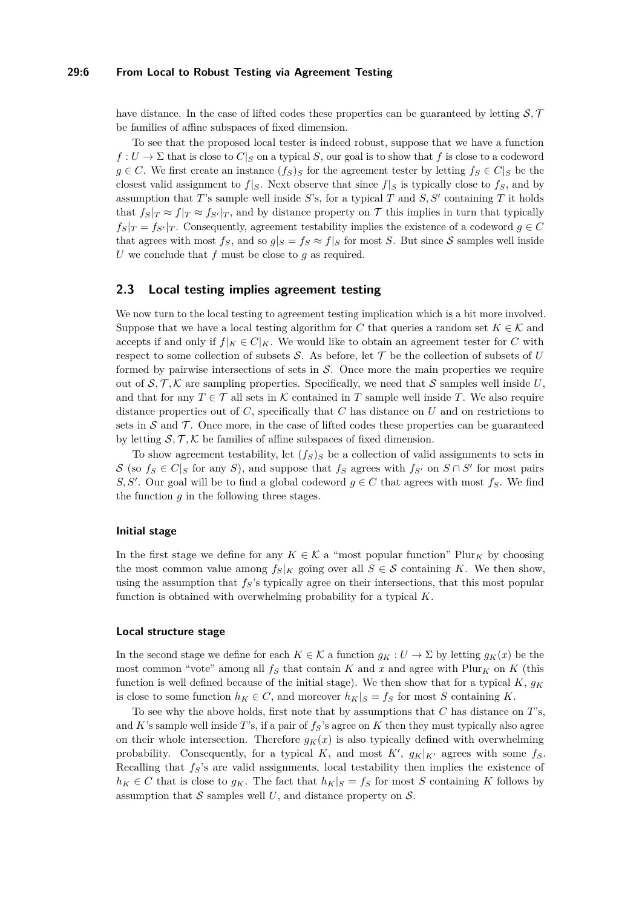have distance. In the case of lifted codes these properties can be guaranteed by letting $\mathcal{S}, \mathcal{T}$ be families of affine subspaces of fixed dimension.

To see that the proposed local tester is indeed robust, suppose that we have a function $f : U \to \Sigma$ that is close to $C|_S$ on a typical $S$, our goal is to show that $f$ is close to a codeword $g \in C$. We first create an instance $(f_S)_S$ for the agreement tester by letting $f_S \in C|_S$ be the closest valid assignment to $f|_S$. Next observe that since $f|_S$ is typically close to $f_S$, and by assumption that $T$'s sample well inside $S$'s, for a typical $T$ and $S, S'$ containing $T$ it holds that $f_S|_T \approx f|_T \approx f_{S'}|_T$, and by distance property on $\mathcal{T}$ this implies in turn that typically $f_S|_T = f_{S'}|_T$. Consequently, agreement testability implies the existence of a codeword $g \in C$ that agrees with most $f_S$, and so $g|_S = f_S \approx f|_S$ for most $S$. But since $\mathcal{S}$ samples well inside $U$ we conclude that $f$ must be close to $g$ as required.

## 2.3 Local testing implies agreement testing

We now turn to the local testing to agreement testing implication which is a bit more involved. Suppose that we have a local testing algorithm for $C$ that queries a random set $K \in \mathcal{K}$ and accepts if and only if $f|_K \in C|_K$. We would like to obtain an agreement tester for $C$ with respect to some collection of subsets $\mathcal{S}$. As before, let $\mathcal{T}$ be the collection of subsets of $U$ formed by pairwise intersections of sets in $\mathcal{S}$. Once more the main properties we require out of $\mathcal{S}, \mathcal{T}, \mathcal{K}$ are sampling properties. Specifically, we need that $\mathcal{S}$ samples well inside $U$, and that for any $T \in \mathcal{T}$ all sets in $\mathcal{K}$ contained in $T$ sample well inside $T$. We also require distance properties out of $C$, specifically that $C$ has distance on $U$ and on restrictions to sets in $\mathcal{S}$ and $\mathcal{T}$. Once more, in the case of lifted codes these properties can be guaranteed by letting $\mathcal{S}, \mathcal{T}, \mathcal{K}$ be families of affine subspaces of fixed dimension.

To show agreement testability, let $(f_S)_S$ be a collection of valid assignments to sets in $\mathcal{S}$ (so $f_S \in C|_S$ for any $S$), and suppose that $f_S$ agrees with $f_{S'}$ on $S \cap S'$ for most pairs $S, S'$. Our goal will be to find a global codeword $g \in C$ that agrees with most $f_S$. We find the function $g$ in the following three stages.

#### Initial stage

In the first stage we define for any $K \in \mathcal{K}$ a "most popular function" $\mathrm{Plur}_K$ by choosing the most common value among $f_S|_K$ going over all $S \in \mathcal{S}$ containing $K$. We then show, using the assumption that $f_S$'s typically agree on their intersections, that this most popular function is obtained with overwhelming probability for a typical $K$.

#### Local structure stage

In the second stage we define for each $K \in \mathcal{K}$ a function $g_K : U \to \Sigma$ by letting $g_K(x)$ be the most common "vote" among all $f_S$ that contain $K$ and $x$ and agree with $\mathrm{Plur}_K$ on $K$ (this function is well defined because of the initial stage). We then show that for a typical $K$, $g_K$ is close to some function $h_K \in C$, and moreover $h_K|_S = f_S$ for most $S$ containing $K$.

To see why the above holds, first note that by assumptions that $C$ has distance on $T$'s, and $K$'s sample well inside $T$'s, if a pair of $f_S$'s agree on $K$ then they must typically also agree on their whole intersection. Therefore $g_K(x)$ is also typically defined with overwhelming probability. Consequently, for a typical $K$, and most $K'$, $g_K|_{K'}$ agrees with some $f_S$. Recalling that $f_S$'s are valid assignments, local testability then implies the existence of $h_K \in C$ that is close to $g_K$. The fact that $h_K|_S = f_S$ for most $S$ containing $K$ follows by assumption that $\mathcal{S}$ samples well $U$, and distance property on $\mathcal{S}$.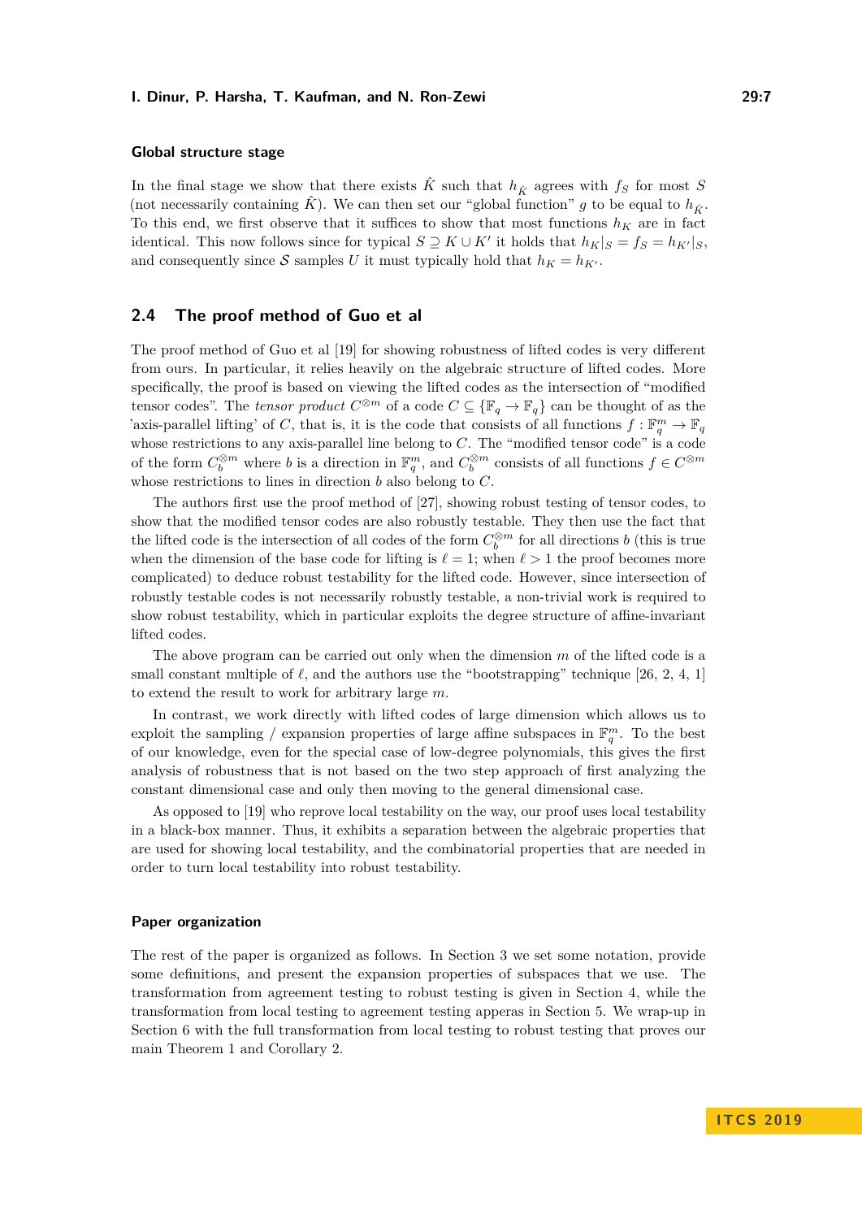### Global structure stage

In the final stage we show that there exists $\hat{K}$ such that $h_{\hat{K}}$ agrees with $f_S$ for most $S$ (not necessarily containing $\hat{K}$). We can then set our "global function" $g$ to be equal to $h_{\hat{K}}$. To this end, we first observe that it suffices to show that most functions $h_K$ are in fact identical. This now follows since for typical $S \supseteq K \cup K'$ it holds that $h_K|_S = f_S = h_{K'}|_S$, and consequently since $\mathcal{S}$ samples $U$ it must typically hold that $h_K = h_{K'}$.

## 2.4 The proof method of Guo et al

The proof method of Guo et al [19] for showing robustness of lifted codes is very different from ours. In particular, it relies heavily on the algebraic structure of lifted codes. More specifically, the proof is based on viewing the lifted codes as the intersection of "modified tensor codes". The *tensor product* $C^{\otimes m}$ of a code $C \subseteq \{\mathbb{F}_q \to \mathbb{F}_q\}$ can be thought of as the 'axis-parallel lifting' of $C$, that is, it is the code that consists of all functions $f : \mathbb{F}_q^m \to \mathbb{F}_q$ whose restrictions to any axis-parallel line belong to $C$. The "modified tensor code" is a code of the form $C_b^{\otimes m}$ where $b$ is a direction in $\mathbb{F}_q^m$, and $C_b^{\otimes m}$ consists of all functions $f \in C^{\otimes m}$ whose restrictions to lines in direction $b$ also belong to $C$.

The authors first use the proof method of [27], showing robust testing of tensor codes, to show that the modified tensor codes are also robustly testable. They then use the fact that the lifted code is the intersection of all codes of the form $C_b^{\otimes m}$ for all directions $b$ (this is true when the dimension of the base code for lifting is $\ell = 1$; when $\ell > 1$ the proof becomes more complicated) to deduce robust testability for the lifted code. However, since intersection of robustly testable codes is not necessarily robustly testable, a non-trivial work is required to show robust testability, which in particular exploits the degree structure of affine-invariant lifted codes.

The above program can be carried out only when the dimension $m$ of the lifted code is a small constant multiple of $\ell$, and the authors use the "bootstrapping" technique [26, 2, 4, 1] to extend the result to work for arbitrary large $m$.

In contrast, we work directly with lifted codes of large dimension which allows us to exploit the sampling / expansion properties of large affine subspaces in $\mathbb{F}_q^m$. To the best of our knowledge, even for the special case of low-degree polynomials, this gives the first analysis of robustness that is not based on the two step approach of first analyzing the constant dimensional case and only then moving to the general dimensional case.

As opposed to [19] who reprove local testability on the way, our proof uses local testability in a black-box manner. Thus, it exhibits a separation between the algebraic properties that are used for showing local testability, and the combinatorial properties that are needed in order to turn local testability into robust testability.

### Paper organization

The rest of the paper is organized as follows. In Section 3 we set some notation, provide some definitions, and present the expansion properties of subspaces that we use. The transformation from agreement testing to robust testing is given in Section 4, while the transformation from local testing to agreement testing apperas in Section 5. We wrap-up in Section 6 with the full transformation from local testing to robust testing that proves our main Theorem 1 and Corollary 2.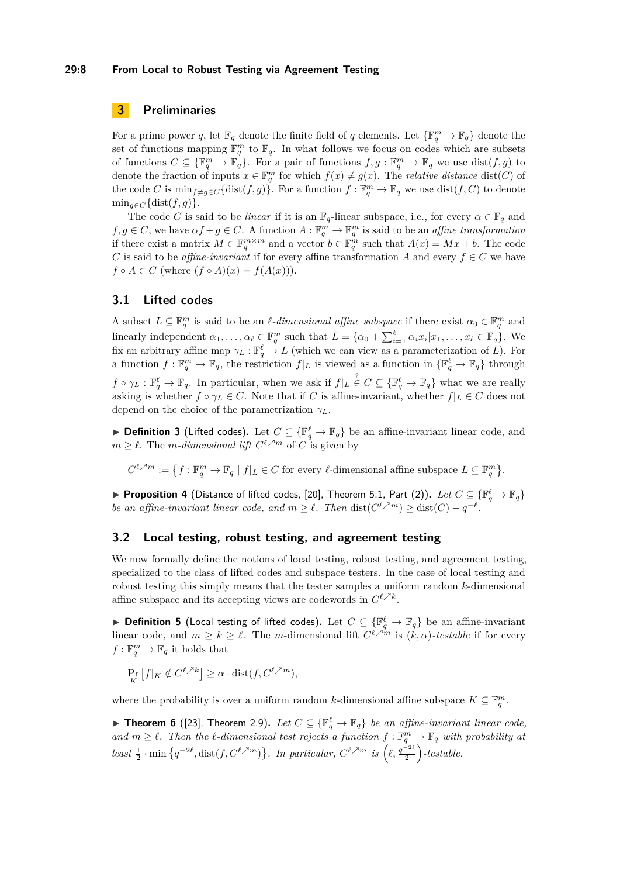## 3 Preliminaries

For a prime power $q$, let $\mathbb{F}_q$ denote the finite field of $q$ elements. Let $\{\mathbb{F}_q^m \to \mathbb{F}_q\}$ denote the set of functions mapping $\mathbb{F}_q^m$ to $\mathbb{F}_q$. In what follows we focus on codes which are subsets of functions $C \subseteq \{\mathbb{F}_q^m \to \mathbb{F}_q\}$. For a pair of functions $f, g : \mathbb{F}_q^m \to \mathbb{F}_q$ we use $\mathrm{dist}(f, g)$ to denote the fraction of inputs $x \in \mathbb{F}_q^m$ for which $f(x) \neq g(x)$. The *relative distance* $\mathrm{dist}(C)$ of the code $C$ is $\min_{f \neq g \in C}\{\mathrm{dist}(f, g)\}$. For a function $f : \mathbb{F}_q^m \to \mathbb{F}_q$ we use $\mathrm{dist}(f, C)$ to denote $\min_{g \in C}\{\mathrm{dist}(f, g)\}$.

The code $C$ is said to be *linear* if it is an $\mathbb{F}_q$-linear subspace, i.e., for every $\alpha \in \mathbb{F}_q$ and $f, g \in C$, we have $\alpha f + g \in C$. A function $A : \mathbb{F}_q^m \to \mathbb{F}_q^m$ is said to be an *affine transformation* if there exist a matrix $M \in \mathbb{F}_q^{m \times m}$ and a vector $b \in \mathbb{F}_q^m$ such that $A(x) = Mx + b$. The code $C$ is said to be *affine-invariant* if for every affine transformation $A$ and every $f \in C$ we have $f \circ A \in C$ (where $(f \circ A)(x) = f(A(x))$).

### 3.1 Lifted codes

A subset $L \subseteq \mathbb{F}_q^m$ is said to be an *$\ell$-dimensional affine subspace* if there exist $\alpha_0 \in \mathbb{F}_q^m$ and linearly independent $\alpha_1, \ldots, \alpha_\ell \in \mathbb{F}_q^m$ such that $L = \{\alpha_0 + \sum_{i=1}^{\ell} \alpha_i x_i | x_1, \ldots, x_\ell \in \mathbb{F}_q\}$. We fix an arbitrary affine map $\gamma_L : \mathbb{F}_q^\ell \to L$ (which we can view as a parameterization of $L$). For a function $f : \mathbb{F}_q^m \to \mathbb{F}_q$, the restriction $f|_L$ is viewed as a function in $\{\mathbb{F}_q^\ell \to \mathbb{F}_q\}$ through $f \circ \gamma_L : \mathbb{F}_q^\ell \to \mathbb{F}_q$. In particular, when we ask if $f|_L \overset{?}{\in} C \subseteq \{\mathbb{F}_q^\ell \to \mathbb{F}_q\}$ what we are really asking is whether $f \circ \gamma_L \in C$. Note that if $C$ is affine-invariant, whether $f|_L \in C$ does not depend on the choice of the parametrization $\gamma_L$.

▶ **Definition 3** (Lifted codes). Let $C \subseteq \{\mathbb{F}_q^\ell \to \mathbb{F}_q\}$ be an affine-invariant linear code, and $m \geq \ell$. The *$m$-dimensional lift* $C^{\ell \nearrow m}$ of $C$ is given by

$$C^{\ell \nearrow m} := \left\{ f : \mathbb{F}_q^m \to \mathbb{F}_q \mid f|_L \in C \text{ for every } \ell\text{-dimensional affine subspace } L \subseteq \mathbb{F}_q^m \right\}.$$

▶ **Proposition 4** (Distance of lifted codes, [20], Theorem 5.1, Part (2)). *Let $C \subseteq \{\mathbb{F}_q^\ell \to \mathbb{F}_q\}$ be an affine-invariant linear code, and $m \geq \ell$. Then $\mathrm{dist}(C^{\ell \nearrow m}) \geq \mathrm{dist}(C) - q^{-\ell}$.*

### 3.2 Local testing, robust testing, and agreement testing

We now formally define the notions of local testing, robust testing, and agreement testing, specialized to the class of lifted codes and subspace testers. In the case of local testing and robust testing this simply means that the tester samples a uniform random $k$-dimensional affine subspace and its accepting views are codewords in $C^{\ell \nearrow k}$.

▶ **Definition 5** (Local testing of lifted codes). Let $C \subseteq \{\mathbb{F}_q^\ell \to \mathbb{F}_q\}$ be an affine-invariant linear code, and $m \geq k \geq \ell$. The $m$-dimensional lift $C^{\ell \nearrow m}$ is *$(k, \alpha)$-testable* if for every $f : \mathbb{F}_q^m \to \mathbb{F}_q$ it holds that

$$\Pr_K \left[ f|_K \notin C^{\ell \nearrow k} \right] \geq \alpha \cdot \mathrm{dist}(f, C^{\ell \nearrow m}),$$

where the probability is over a uniform random $k$-dimensional affine subspace $K \subseteq \mathbb{F}_q^m$.

▶ **Theorem 6** ([23], Theorem 2.9). *Let $C \subseteq \{\mathbb{F}_q^\ell \to \mathbb{F}_q\}$ be an affine-invariant linear code, and $m \geq \ell$. Then the $\ell$-dimensional test rejects a function $f : \mathbb{F}_q^m \to \mathbb{F}_q$ with probability at least $\frac{1}{2} \cdot \min\left\{q^{-2\ell}, \mathrm{dist}(f, C^{\ell \nearrow m})\right\}$. In particular, $C^{\ell \nearrow m}$ is $\left(\ell, \frac{q^{-2\ell}}{2}\right)$-testable.*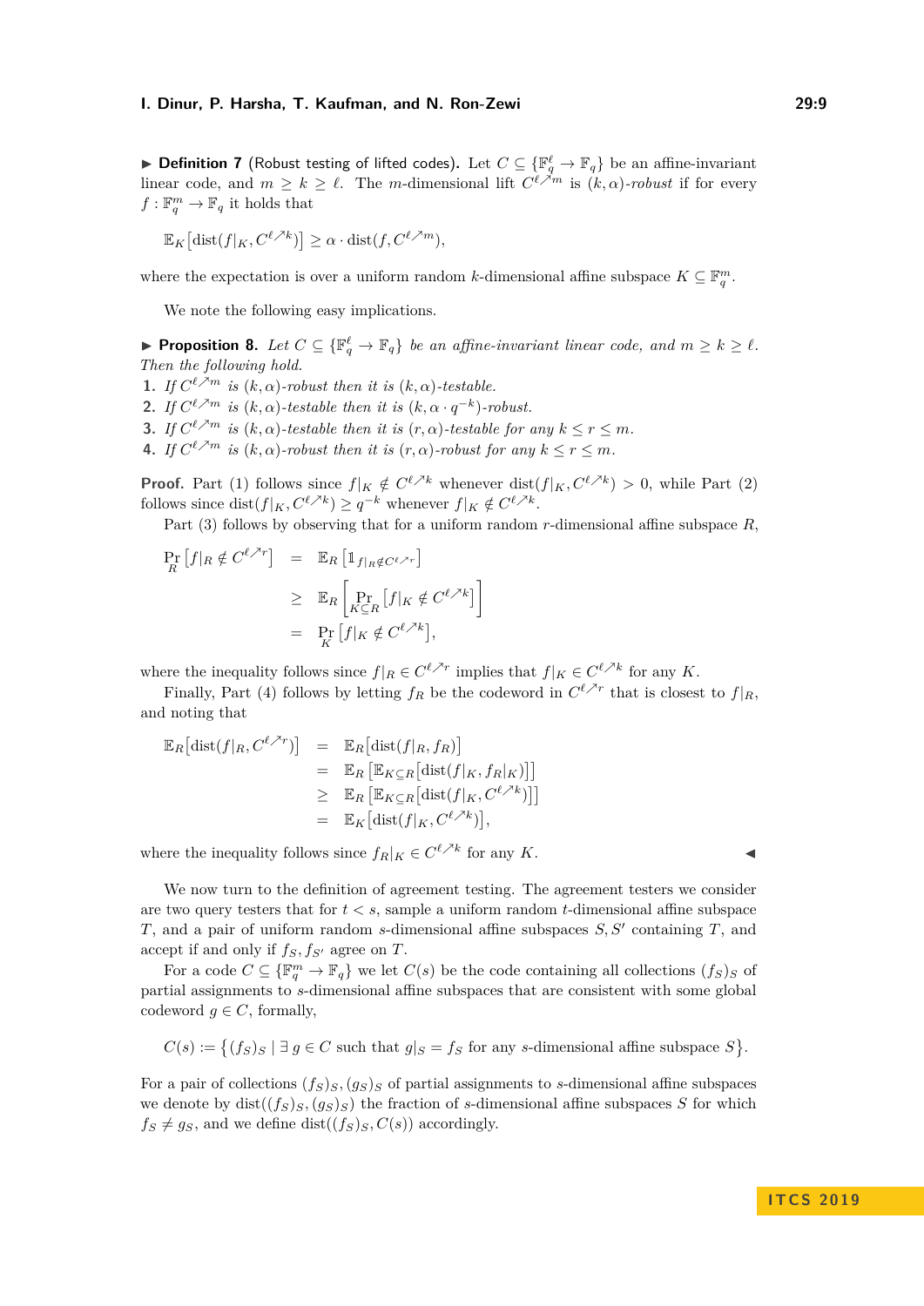▶ **Definition 7** (Robust testing of lifted codes). Let $C \subseteq \{\mathbb{F}_q^\ell \to \mathbb{F}_q\}$ be an affine-invariant linear code, and $m \geq k \geq \ell$. The $m$-dimensional lift $C^{\ell \nearrow m}$ is $(k, \alpha)$*-robust* if for every $f : \mathbb{F}_q^m \to \mathbb{F}_q$ it holds that

$$\mathbb{E}_K\big[\mathrm{dist}(f|_K, C^{\ell \nearrow k})\big] \geq \alpha \cdot \mathrm{dist}(f, C^{\ell \nearrow m}),$$

where the expectation is over a uniform random $k$-dimensional affine subspace $K \subseteq \mathbb{F}_q^m$.

We note the following easy implications.

▶ **Proposition 8.** *Let $C \subseteq \{\mathbb{F}_q^\ell \to \mathbb{F}_q\}$ be an affine-invariant linear code, and $m \geq k \geq \ell$. Then the following hold.*

1. *If $C^{\ell \nearrow m}$ is $(k, \alpha)$-robust then it is $(k, \alpha)$-testable.*
2. *If $C^{\ell \nearrow m}$ is $(k, \alpha)$-testable then it is $(k, \alpha \cdot q^{-k})$-robust.*
3. *If $C^{\ell \nearrow m}$ is $(k, \alpha)$-testable then it is $(r, \alpha)$-testable for any $k \leq r \leq m$.*
4. *If $C^{\ell \nearrow m}$ is $(k, \alpha)$-robust then it is $(r, \alpha)$-robust for any $k \leq r \leq m$.*

**Proof.** Part (1) follows since $f|_K \notin C^{\ell \nearrow k}$ whenever $\mathrm{dist}(f|_K, C^{\ell \nearrow k}) > 0$, while Part (2) follows since $\mathrm{dist}(f|_K, C^{\ell \nearrow k}) \geq q^{-k}$ whenever $f|_K \notin C^{\ell \nearrow k}$.

Part (3) follows by observing that for a uniform random $r$-dimensional affine subspace $R$,

$$\begin{aligned}
\Pr_R\left[f|_R \notin C^{\ell \nearrow r}\right] &= \mathbb{E}_R\left[\mathbb{1}_{f|_R \notin C^{\ell \nearrow r}}\right] \\
&\geq \mathbb{E}_R\left[\Pr_{K \subseteq R}\left[f|_K \notin C^{\ell \nearrow k}\right]\right] \\
&= \Pr_K\left[f|_K \notin C^{\ell \nearrow k}\right],
\end{aligned}$$

where the inequality follows since $f|_R \in C^{\ell \nearrow r}$ implies that $f|_K \in C^{\ell \nearrow k}$ for any $K$.

Finally, Part (4) follows by letting $f_R$ be the codeword in $C^{\ell \nearrow r}$ that is closest to $f|_R$, and noting that

$$\begin{aligned}
\mathbb{E}_R\big[\mathrm{dist}(f|_R, C^{\ell \nearrow r})\big] &= \mathbb{E}_R\big[\mathrm{dist}(f|_R, f_R)\big] \\
&= \mathbb{E}_R\left[\mathbb{E}_{K \subseteq R}\big[\mathrm{dist}(f|_K, f_R|_K)\big]\right] \\
&\geq \mathbb{E}_R\left[\mathbb{E}_{K \subseteq R}\big[\mathrm{dist}(f|_K, C^{\ell \nearrow k})\big]\right] \\
&= \mathbb{E}_K\big[\mathrm{dist}(f|_K, C^{\ell \nearrow k})\big],
\end{aligned}$$

where the inequality follows since $f_R|_K \in C^{\ell \nearrow k}$ for any $K$. ◀

We now turn to the definition of agreement testing. The agreement testers we consider are two query testers that for $t < s$, sample a uniform random $t$-dimensional affine subspace $T$, and a pair of uniform random $s$-dimensional affine subspaces $S, S'$ containing $T$, and accept if and only if $f_S, f_{S'}$ agree on $T$.

For a code $C \subseteq \{\mathbb{F}_q^m \to \mathbb{F}_q\}$ we let $C(s)$ be the code containing all collections $(f_S)_S$ of partial assignments to $s$-dimensional affine subspaces that are consistent with some global codeword $g \in C$, formally,

$$C(s) := \big\{(f_S)_S \mid \exists\, g \in C \text{ such that } g|_S = f_S \text{ for any } s\text{-dimensional affine subspace } S\big\}.$$

For a pair of collections $(f_S)_S, (g_S)_S$ of partial assignments to $s$-dimensional affine subspaces we denote by $\mathrm{dist}((f_S)_S, (g_S)_S)$ the fraction of $s$-dimensional affine subspaces $S$ for which $f_S \neq g_S$, and we define $\mathrm{dist}((f_S)_S, C(s))$ accordingly.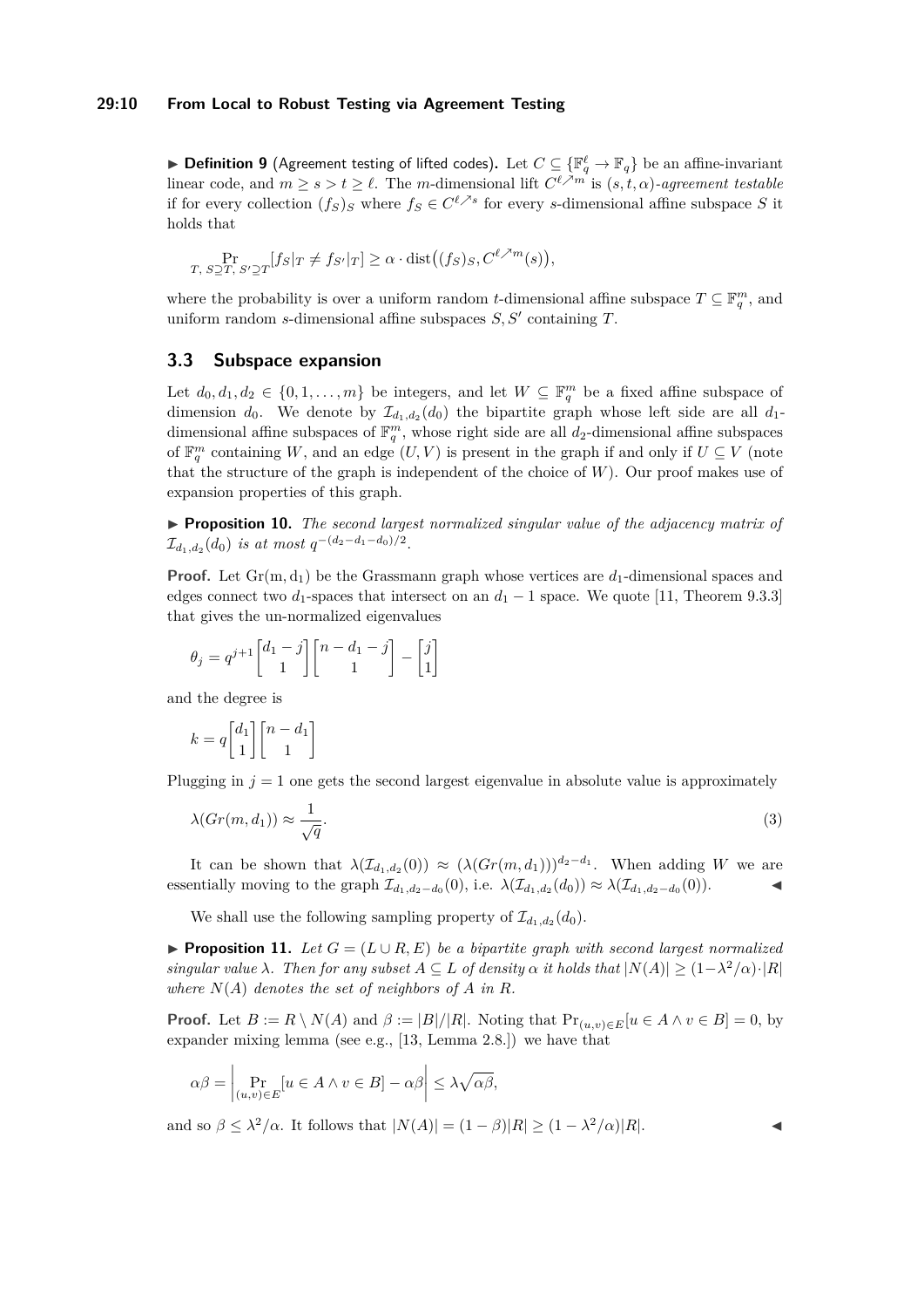▶ **Definition 9** (Agreement testing of lifted codes). Let $C \subseteq \{\mathbb{F}_q^\ell \to \mathbb{F}_q\}$ be an affine-invariant linear code, and $m \geq s > t \geq \ell$. The $m$-dimensional lift $C^{\ell \nearrow m}$ is $(s, t, \alpha)$*-agreement testable* if for every collection $(f_S)_S$ where $f_S \in C^{\ell \nearrow s}$ for every $s$-dimensional affine subspace $S$ it holds that

$$\Pr_{T,\, S \supseteq T,\, S' \supseteq T}[f_S|_T \neq f_{S'}|_T] \geq \alpha \cdot \mathrm{dist}\big((f_S)_S, C^{\ell \nearrow m}(s)\big),$$

where the probability is over a uniform random $t$-dimensional affine subspace $T \subseteq \mathbb{F}_q^m$, and uniform random $s$-dimensional affine subspaces $S, S'$ containing $T$.

## 3.3 Subspace expansion

Let $d_0, d_1, d_2 \in \{0, 1, \ldots, m\}$ be integers, and let $W \subseteq \mathbb{F}_q^m$ be a fixed affine subspace of dimension $d_0$. We denote by $\mathcal{I}_{d_1,d_2}(d_0)$ the bipartite graph whose left side are all $d_1$-dimensional affine subspaces of $\mathbb{F}_q^m$, whose right side are all $d_2$-dimensional affine subspaces of $\mathbb{F}_q^m$ containing $W$, and an edge $(U, V)$ is present in the graph if and only if $U \subseteq V$ (note that the structure of the graph is independent of the choice of $W$). Our proof makes use of expansion properties of this graph.

▶ **Proposition 10.** *The second largest normalized singular value of the adjacency matrix of $\mathcal{I}_{d_1,d_2}(d_0)$ is at most $q^{-(d_2-d_1-d_0)/2}$.*

**Proof.** Let $\mathrm{Gr}(\mathrm{m}, \mathrm{d}_1)$ be the Grassmann graph whose vertices are $d_1$-dimensional spaces and edges connect two $d_1$-spaces that intersect on an $d_1 - 1$ space. We quote [11, Theorem 9.3.3] that gives the un-normalized eigenvalues

$$\theta_j = q^{j+1} \begin{bmatrix} d_1 - j \\ 1 \end{bmatrix} \begin{bmatrix} n - d_1 - j \\ 1 \end{bmatrix} - \begin{bmatrix} j \\ 1 \end{bmatrix}$$

and the degree is

$$k = q \begin{bmatrix} d_1 \\ 1 \end{bmatrix} \begin{bmatrix} n - d_1 \\ 1 \end{bmatrix}$$

Plugging in $j = 1$ one gets the second largest eigenvalue in absolute value is approximately

$$\lambda(Gr(m, d_1)) \approx \frac{1}{\sqrt{q}}. \tag{3}$$

It can be shown that $\lambda(\mathcal{I}_{d_1,d_2}(0)) \approx (\lambda(Gr(m, d_1)))^{d_2-d_1}$. When adding $W$ we are essentially moving to the graph $\mathcal{I}_{d_1,d_2-d_0}(0)$, i.e. $\lambda(\mathcal{I}_{d_1,d_2}(d_0)) \approx \lambda(\mathcal{I}_{d_1,d_2-d_0}(0))$. ◀

We shall use the following sampling property of $\mathcal{I}_{d_1,d_2}(d_0)$.

▶ **Proposition 11.** *Let $G = (L \cup R, E)$ be a bipartite graph with second largest normalized singular value $\lambda$. Then for any subset $A \subseteq L$ of density $\alpha$ it holds that $|N(A)| \geq (1 - \lambda^2/\alpha) \cdot |R|$ where $N(A)$ denotes the set of neighbors of $A$ in $R$.*

**Proof.** Let $B := R \setminus N(A)$ and $\beta := |B|/|R|$. Noting that $\Pr_{(u,v)\in E}[u \in A \wedge v \in B] = 0$, by expander mixing lemma (see e.g., [13, Lemma 2.8.]) we have that

$$\alpha\beta = \left| \Pr_{(u,v)\in E}[u \in A \wedge v \in B] - \alpha\beta \right| \leq \lambda\sqrt{\alpha\beta},$$

and so $\beta \leq \lambda^2/\alpha$. It follows that $|N(A)| = (1 - \beta)|R| \geq (1 - \lambda^2/\alpha)|R|$. ◀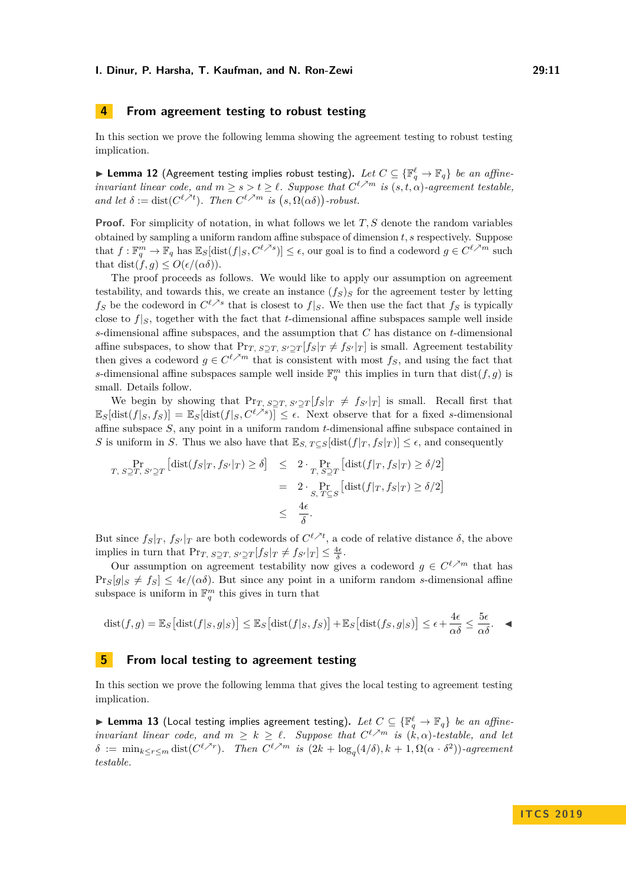## 4 From agreement testing to robust testing

In this section we prove the following lemma showing the agreement testing to robust testing implication.

▶ **Lemma 12** (Agreement testing implies robust testing). *Let $C \subseteq \{\mathbb{F}_q^\ell \to \mathbb{F}_q\}$ be an affine-invariant linear code, and $m \geq s > t \geq \ell$. Suppose that $C^{\ell \nearrow m}$ is $(s, t, \alpha)$-agreement testable, and let $\delta := \mathrm{dist}(C^{\ell \nearrow t})$. Then $C^{\ell \nearrow m}$ is $\big(s, \Omega(\alpha\delta)\big)$-robust.*

**Proof.** For simplicity of notation, in what follows we let $T, S$ denote the random variables obtained by sampling a uniform random affine subspace of dimension $t, s$ respectively. Suppose that $f : \mathbb{F}_q^m \to \mathbb{F}_q$ has $\mathbb{E}_S[\mathrm{dist}(f|_S, C^{\ell \nearrow s})] \leq \epsilon$, our goal is to find a codeword $g \in C^{\ell \nearrow m}$ such that $\mathrm{dist}(f, g) \leq O(\epsilon/(\alpha\delta))$.

The proof proceeds as follows. We would like to apply our assumption on agreement testability, and towards this, we create an instance $(f_S)_S$ for the agreement tester by letting $f_S$ be the codeword in $C^{\ell \nearrow s}$ that is closest to $f|_S$. We then use the fact that $f_S$ is typically close to $f|_S$, together with the fact that $t$-dimensional affine subspaces sample well inside $s$-dimensional affine subspaces, and the assumption that $C$ has distance on $t$-dimensional affine subspaces, to show that $\Pr_{T,\, S \supseteq T,\, S' \supseteq T}[f_S|_T \neq f_{S'}|_T]$ is small. Agreement testability then gives a codeword $g \in C^{\ell \nearrow m}$ that is consistent with most $f_S$, and using the fact that $s$-dimensional affine subspaces sample well inside $\mathbb{F}_q^m$ this implies in turn that $\mathrm{dist}(f, g)$ is small. Details follow.

We begin by showing that $\Pr_{T,\, S \supseteq T,\, S' \supseteq T}[f_S|_T \neq f_{S'}|_T]$ is small. Recall first that $\mathbb{E}_S[\mathrm{dist}(f|_S, f_S)] = \mathbb{E}_S[\mathrm{dist}(f|_S, C^{\ell \nearrow s})] \leq \epsilon$. Next observe that for a fixed $s$-dimensional affine subspace $S$, any point in a uniform random $t$-dimensional affine subspace contained in $S$ is uniform in $S$. Thus we also have that $\mathbb{E}_{S,\, T \subseteq S}[\mathrm{dist}(f|_T, f_S|_T)] \leq \epsilon$, and consequently

$$
\begin{aligned}
\Pr_{T,\, S \supseteq T,\, S' \supseteq T}\left[\mathrm{dist}(f_S|_T, f_{S'}|_T) \geq \delta\right] &\leq 2 \cdot \Pr_{T,\, S \supseteq T}\left[\mathrm{dist}(f|_T, f_S|_T) \geq \delta/2\right] \\
&= 2 \cdot \Pr_{S,\, T \subseteq S}\left[\mathrm{dist}(f|_T, f_S|_T) \geq \delta/2\right] \\
&\leq \frac{4\epsilon}{\delta}.
\end{aligned}
$$

But since $f_S|_T$, $f_{S'}|_T$ are both codewords of $C^{\ell \nearrow t}$, a code of relative distance $\delta$, the above implies in turn that $\Pr_{T,\, S \supseteq T,\, S' \supseteq T}[f_S|_T \neq f_{S'}|_T] \leq \frac{4\epsilon}{\delta}$.

Our assumption on agreement testability now gives a codeword $g \in C^{\ell \nearrow m}$ that has $\Pr_S[g|_S \neq f_S] \leq 4\epsilon/(\alpha\delta)$. But since any point in a uniform random $s$-dimensional affine subspace is uniform in $\mathbb{F}_q^m$ this gives in turn that

$$
\mathrm{dist}(f, g) = \mathbb{E}_S\big[\mathrm{dist}(f|_S, g|_S)\big] \leq \mathbb{E}_S\big[\mathrm{dist}(f|_S, f_S)\big] + \mathbb{E}_S\big[\mathrm{dist}(f_S, g|_S)\big] \leq \epsilon + \frac{4\epsilon}{\alpha\delta} \leq \frac{5\epsilon}{\alpha\delta}. \quad ◀
$$

## 5 From local testing to agreement testing

In this section we prove the following lemma that gives the local testing to agreement testing implication.

▶ **Lemma 13** (Local testing implies agreement testing). *Let $C \subseteq \{\mathbb{F}_q^\ell \to \mathbb{F}_q\}$ be an affine-invariant linear code, and $m \geq k \geq \ell$. Suppose that $C^{\ell \nearrow m}$ is $(k, \alpha)$-testable, and let $\delta := \min_{k \leq r \leq m} \mathrm{dist}(C^{\ell \nearrow r})$. Then $C^{\ell \nearrow m}$ is $(2k + \log_q(4/\delta), k+1, \Omega(\alpha \cdot \delta^2))$-agreement testable.*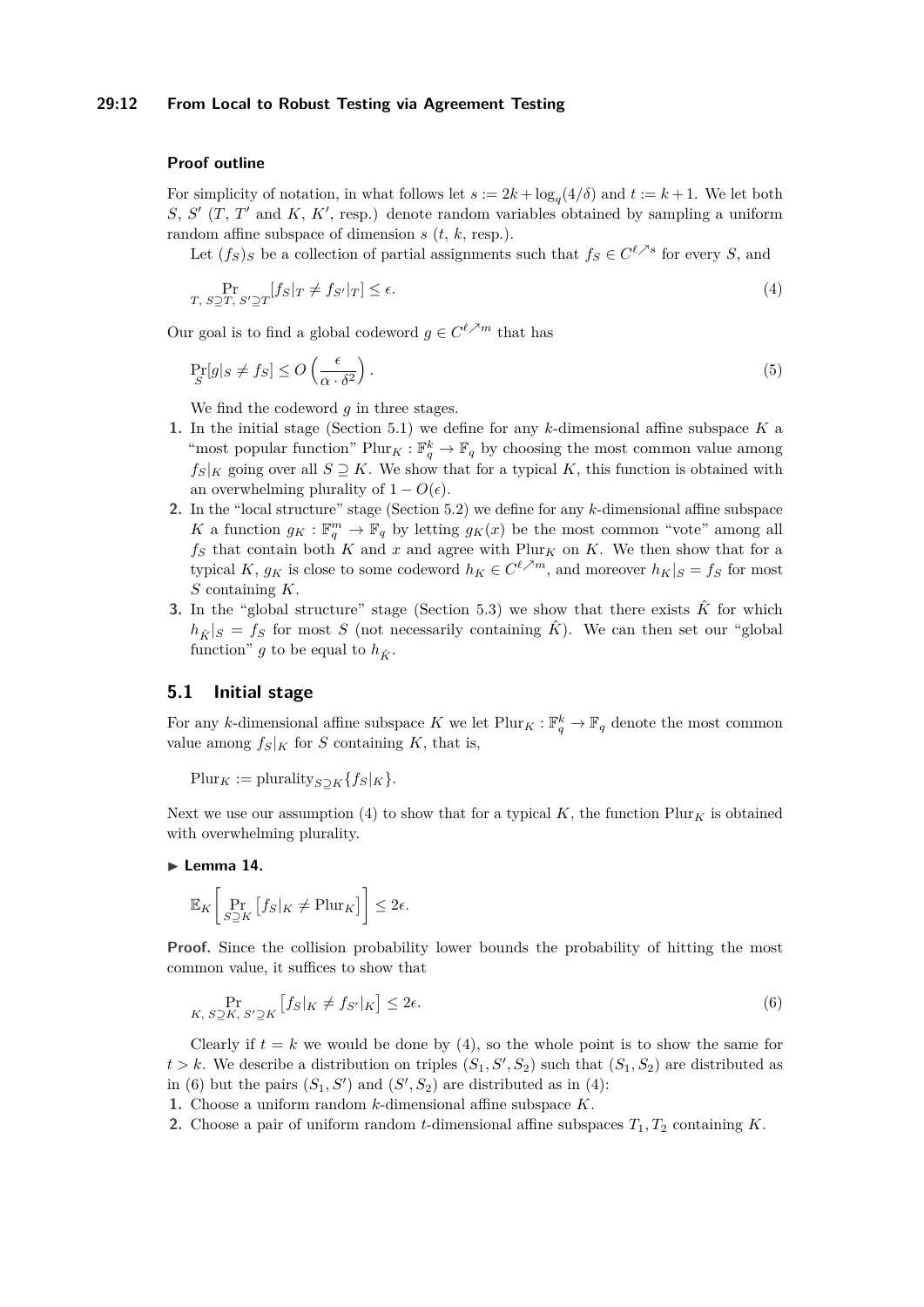**Proof outline**

For simplicity of notation, in what follows let $s := 2k + \log_q(4/\delta)$ and $t := k+1$. We let both $S$, $S'$ ($T$, $T'$ and $K$, $K'$, resp.) denote random variables obtained by sampling a uniform random affine subspace of dimension $s$ ($t$, $k$, resp.).

Let $(f_S)_S$ be a collection of partial assignments such that $f_S \in C^{\ell \nearrow s}$ for every $S$, and

$$\Pr_{T,\, S \supseteq T,\, S' \supseteq T}[f_S|_T \neq f_{S'}|_T] \leq \epsilon. \tag{4}$$

Our goal is to find a global codeword $g \in C^{\ell \nearrow m}$ that has

$$\Pr_S[g|_S \neq f_S] \leq O\left(\frac{\epsilon}{\alpha \cdot \delta^2}\right). \tag{5}$$

We find the codeword $g$ in three stages.

1. In the initial stage (Section 5.1) we define for any $k$-dimensional affine subspace $K$ a "most popular function" $\mathrm{Plur}_K : \mathbb{F}_q^k \to \mathbb{F}_q$ by choosing the most common value among $f_S|_K$ going over all $S \supseteq K$. We show that for a typical $K$, this function is obtained with an overwhelming plurality of $1 - O(\epsilon)$.
2. In the "local structure" stage (Section 5.2) we define for any $k$-dimensional affine subspace $K$ a function $g_K : \mathbb{F}_q^m \to \mathbb{F}_q$ by letting $g_K(x)$ be the most common "vote" among all $f_S$ that contain both $K$ and $x$ and agree with $\mathrm{Plur}_K$ on $K$. We then show that for a typical $K$, $g_K$ is close to some codeword $h_K \in C^{\ell \nearrow m}$, and moreover $h_K|_S = f_S$ for most $S$ containing $K$.
3. In the "global structure" stage (Section 5.3) we show that there exists $\hat{K}$ for which $h_{\hat{K}}|_S = f_S$ for most $S$ (not necessarily containing $\hat{K}$). We can then set our "global function" $g$ to be equal to $h_{\hat{K}}$.

## 5.1 Initial stage

For any $k$-dimensional affine subspace $K$ we let $\mathrm{Plur}_K : \mathbb{F}_q^k \to \mathbb{F}_q$ denote the most common value among $f_S|_K$ for $S$ containing $K$, that is,

$$\mathrm{Plur}_K := \mathrm{plurality}_{S \supseteq K}\{f_S|_K\}.$$

Next we use our assumption (4) to show that for a typical $K$, the function $\mathrm{Plur}_K$ is obtained with overwhelming plurality.

▶ **Lemma 14.**

$$\mathbb{E}_K\left[\Pr_{S \supseteq K}\left[f_S|_K \neq \mathrm{Plur}_K\right]\right] \leq 2\epsilon.$$

**Proof.** Since the collision probability lower bounds the probability of hitting the most common value, it suffices to show that

$$\Pr_{K,\, S \supseteq K,\, S' \supseteq K}\left[f_S|_K \neq f_{S'}|_K\right] \leq 2\epsilon. \tag{6}$$

Clearly if $t = k$ we would be done by (4), so the whole point is to show the same for $t > k$. We describe a distribution on triples $(S_1, S', S_2)$ such that $(S_1, S_2)$ are distributed as in (6) but the pairs $(S_1, S')$ and $(S', S_2)$ are distributed as in (4):

1. Choose a uniform random $k$-dimensional affine subspace $K$.
2. Choose a pair of uniform random $t$-dimensional affine subspaces $T_1, T_2$ containing $K$.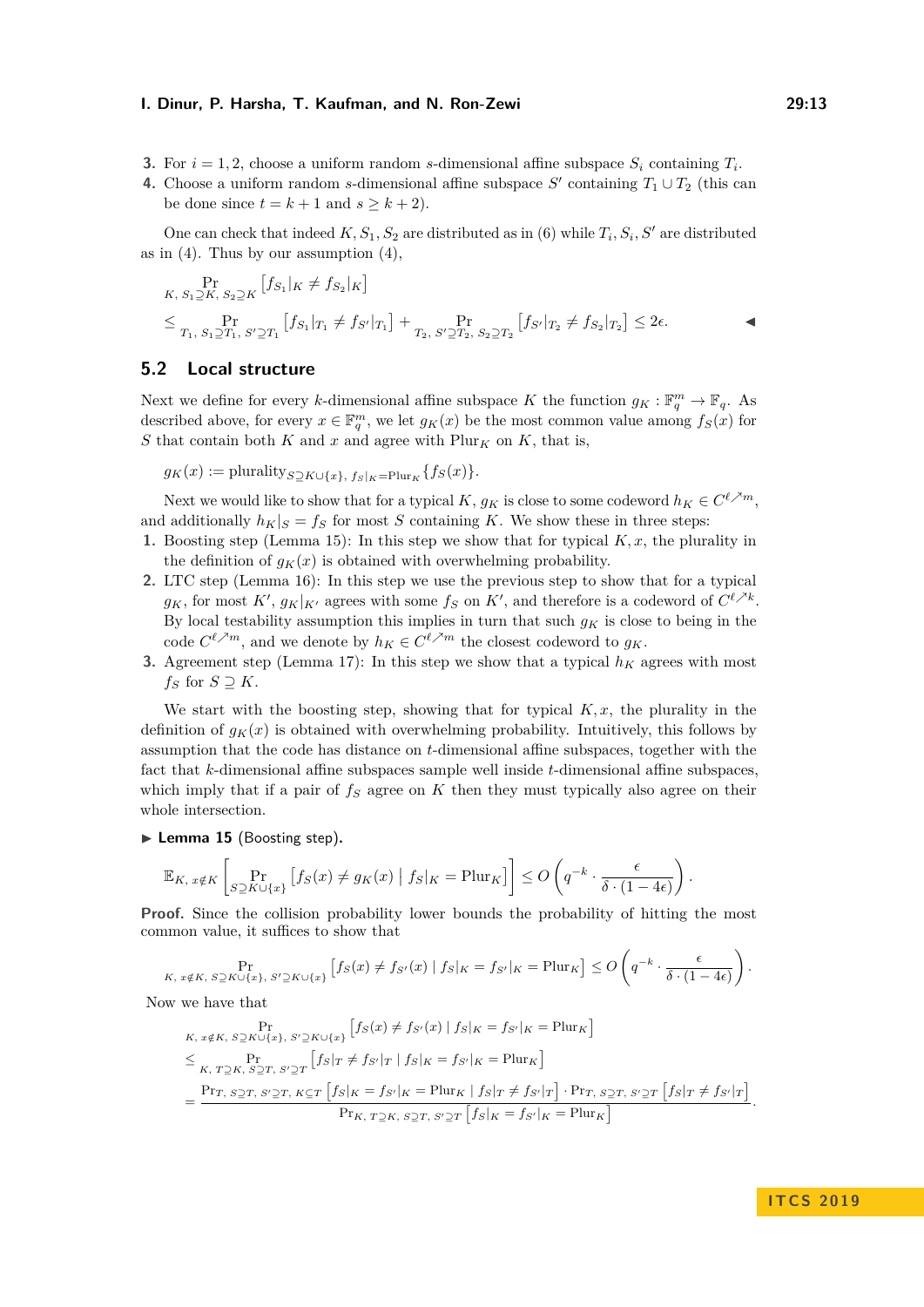3. For $i = 1, 2$, choose a uniform random $s$-dimensional affine subspace $S_i$ containing $T_i$.
4. Choose a uniform random $s$-dimensional affine subspace $S'$ containing $T_1 \cup T_2$ (this can be done since $t = k+1$ and $s \geq k+2$).

One can check that indeed $K, S_1, S_2$ are distributed as in (6) while $T_i, S_i, S'$ are distributed as in (4). Thus by our assumption (4),

$$\Pr_{K,\, S_1 \supseteq K,\, S_2 \supseteq K} \left[ f_{S_1}|_K \neq f_{S_2}|_K \right]$$

$$\leq \Pr_{T_1,\, S_1 \supseteq T_1,\, S' \supseteq T_1} \left[ f_{S_1}|_{T_1} \neq f_{S'}|_{T_1} \right] + \Pr_{T_2,\, S' \supseteq T_2,\, S_2 \supseteq T_2} \left[ f_{S'}|_{T_2} \neq f_{S_2}|_{T_2} \right] \leq 2\epsilon. \qquad \blacktriangleleft$$

## 5.2 Local structure

Next we define for every $k$-dimensional affine subspace $K$ the function $g_K : \mathbb{F}_q^m \to \mathbb{F}_q$. As described above, for every $x \in \mathbb{F}_q^m$, we let $g_K(x)$ be the most common value among $f_S(x)$ for $S$ that contain both $K$ and $x$ and agree with $\mathrm{Plur}_K$ on $K$, that is,

$$g_K(x) := \mathrm{plurality}_{S \supseteq K \cup \{x\},\, f_S|_K = \mathrm{Plur}_K} \{f_S(x)\}.$$

Next we would like to show that for a typical $K$, $g_K$ is close to some codeword $h_K \in C^{\ell \nearrow m}$, and additionally $h_K|_S = f_S$ for most $S$ containing $K$. We show these in three steps:

1. Boosting step (Lemma 15): In this step we show that for typical $K, x$, the plurality in the definition of $g_K(x)$ is obtained with overwhelming probability.
2. LTC step (Lemma 16): In this step we use the previous step to show that for a typical $g_K$, for most $K'$, $g_K|_{K'}$ agrees with some $f_S$ on $K'$, and therefore is a codeword of $C^{\ell \nearrow k}$. By local testability assumption this implies in turn that such $g_K$ is close to being in the code $C^{\ell \nearrow m}$, and we denote by $h_K \in C^{\ell \nearrow m}$ the closest codeword to $g_K$.
3. Agreement step (Lemma 17): In this step we show that a typical $h_K$ agrees with most $f_S$ for $S \supseteq K$.

We start with the boosting step, showing that for typical $K, x$, the plurality in the definition of $g_K(x)$ is obtained with overwhelming probability. Intuitively, this follows by assumption that the code has distance on $t$-dimensional affine subspaces, together with the fact that $k$-dimensional affine subspaces sample well inside $t$-dimensional affine subspaces, which imply that if a pair of $f_S$ agree on $K$ then they must typically also agree on their whole intersection.

▶ **Lemma 15** (Boosting step).

$$\mathbb{E}_{K,\, x \notin K} \left[ \Pr_{S \supseteq K \cup \{x\}} \left[ f_S(x) \neq g_K(x) \mid f_S|_K = \mathrm{Plur}_K \right] \right] \leq O\left( q^{-k} \cdot \frac{\epsilon}{\delta \cdot (1 - 4\epsilon)} \right).$$

**Proof.** Since the collision probability lower bounds the probability of hitting the most common value, it suffices to show that

$$\Pr_{K,\, x \notin K,\, S \supseteq K \cup \{x\},\, S' \supseteq K \cup \{x\}} \left[ f_S(x) \neq f_{S'}(x) \mid f_S|_K = f_{S'}|_K = \mathrm{Plur}_K \right] \leq O\left( q^{-k} \cdot \frac{\epsilon}{\delta \cdot (1 - 4\epsilon)} \right).$$

Now we have that

$$\Pr_{K,\, x \notin K,\, S \supseteq K \cup \{x\},\, S' \supseteq K \cup \{x\}} \left[ f_S(x) \neq f_{S'}(x) \mid f_S|_K = f_{S'}|_K = \mathrm{Plur}_K \right]$$

$$\leq \Pr_{K,\, T \supseteq K,\, S \supseteq T,\, S' \supseteq T} \left[ f_S|_T \neq f_{S'}|_T \mid f_S|_K = f_{S'}|_K = \mathrm{Plur}_K \right]$$

$$= \frac{\Pr_{T,\, S \supseteq T,\, S' \supseteq T,\, K \subseteq T} \left[ f_S|_K = f_{S'}|_K = \mathrm{Plur}_K \mid f_S|_T \neq f_{S'}|_T \right] \cdot \Pr_{T,\, S \supseteq T,\, S' \supseteq T} \left[ f_S|_T \neq f_{S'}|_T \right]}{\Pr_{K,\, T \supseteq K,\, S \supseteq T,\, S' \supseteq T} \left[ f_S|_K = f_{S'}|_K = \mathrm{Plur}_K \right]}.$$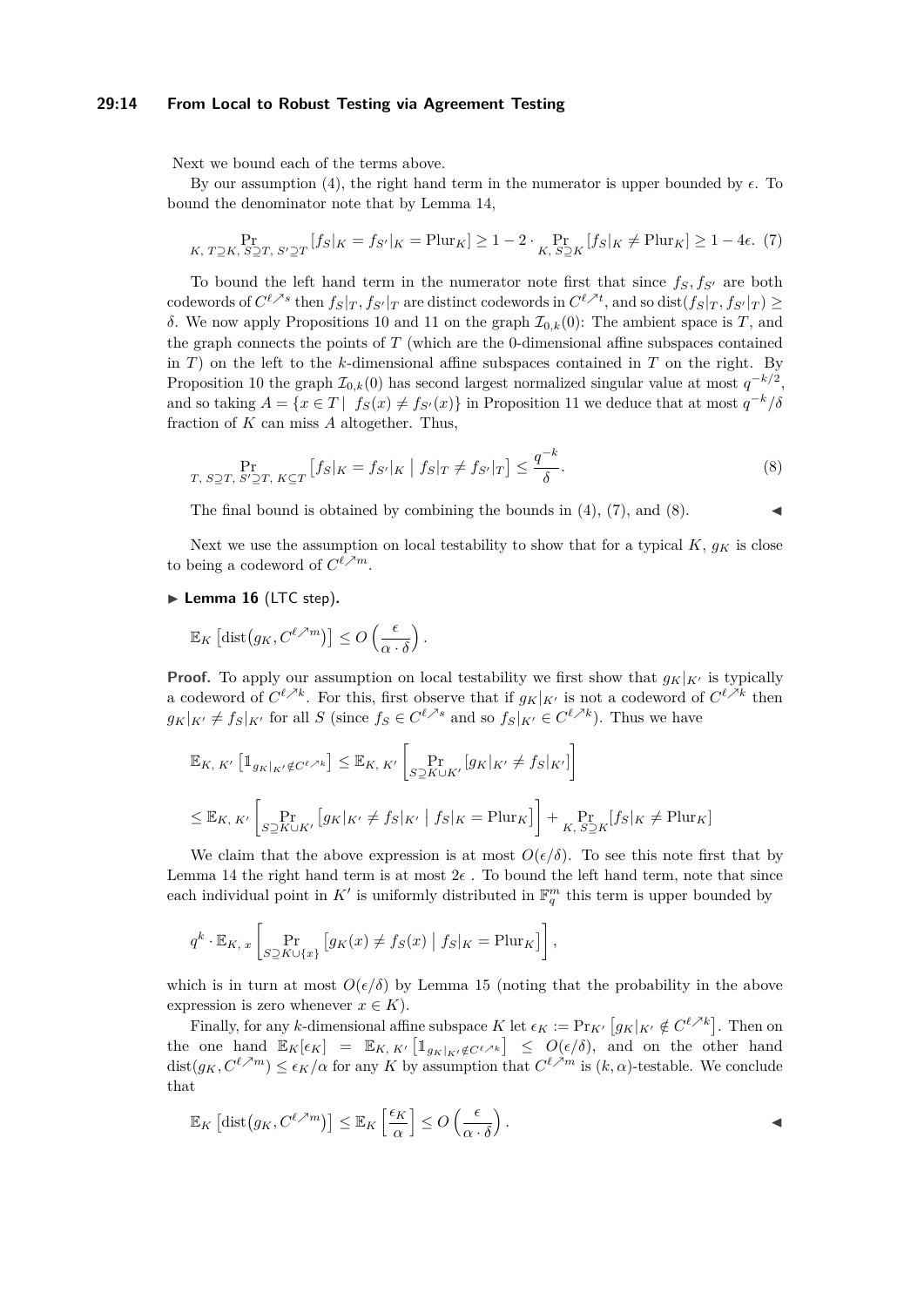Next we bound each of the terms above.

By our assumption (4), the right hand term in the numerator is upper bounded by $\epsilon$. To bound the denominator note that by Lemma 14,

$$\Pr_{K,\, T\supseteq K,\, S\supseteq T,\, S'\supseteq T}\left[f_S|_K = f_{S'}|_K = \mathrm{Plur}_K\right] \geq 1 - 2\cdot \Pr_{K,\, S\supseteq K}\left[f_S|_K \neq \mathrm{Plur}_K\right] \geq 1 - 4\epsilon. \quad (7)$$

To bound the left hand term in the numerator note first that since $f_S, f_{S'}$ are both codewords of $C^{\ell\nearrow s}$ then $f_S|_T, f_{S'}|_T$ are distinct codewords in $C^{\ell\nearrow t}$, and so $\mathrm{dist}(f_S|_T, f_{S'}|_T) \geq \delta$. We now apply Propositions 10 and 11 on the graph $\mathcal{I}_{0,k}(0)$: The ambient space is $T$, and the graph connects the points of $T$ (which are the 0-dimensional affine subspaces contained in $T$) on the left to the $k$-dimensional affine subspaces contained in $T$ on the right. By Proposition 10 the graph $\mathcal{I}_{0,k}(0)$ has second largest normalized singular value at most $q^{-k/2}$, and so taking $A = \{x \in T \mid f_S(x) \neq f_{S'}(x)\}$ in Proposition 11 we deduce that at most $q^{-k}/\delta$ fraction of $K$ can miss $A$ altogether. Thus,

$$\Pr_{T,\, S\supseteq T,\, S'\supseteq T,\, K\subseteq T}\left[f_S|_K = f_{S'}|_K \;\middle|\; f_S|_T \neq f_{S'}|_T\right] \leq \frac{q^{-k}}{\delta}. \quad (8)$$

The final bound is obtained by combining the bounds in (4), (7), and (8). ◀

Next we use the assumption on local testability to show that for a typical $K$, $g_K$ is close to being a codeword of $C^{\ell\nearrow m}$.

▶ **Lemma 16** (LTC step).

$$\mathbb{E}_K\left[\mathrm{dist}\big(g_K, C^{\ell\nearrow m}\big)\right] \leq O\left(\frac{\epsilon}{\alpha\cdot\delta}\right).$$

**Proof.** To apply our assumption on local testability we first show that $g_K|_{K'}$ is typically a codeword of $C^{\ell\nearrow k}$. For this, first observe that if $g_K|_{K'}$ is not a codeword of $C^{\ell\nearrow k}$ then $g_K|_{K'} \neq f_S|_{K'}$ for all $S$ (since $f_S \in C^{\ell\nearrow s}$ and so $f_S|_{K'} \in C^{\ell\nearrow k}$). Thus we have

$$\mathbb{E}_{K,\,K'}\left[\mathbb{1}_{g_K|_{K'}\notin C^{\ell\nearrow k}}\right] \leq \mathbb{E}_{K,\,K'}\left[\Pr_{S\supseteq K\cup K'}\left[g_K|_{K'} \neq f_S|_{K'}\right]\right]$$

$$\leq \mathbb{E}_{K,\,K'}\left[\Pr_{S\supseteq K\cup K'}\left[g_K|_{K'} \neq f_S|_{K'} \;\middle|\; f_S|_K = \mathrm{Plur}_K\right]\right] + \Pr_{K,\,S\supseteq K}\left[f_S|_K \neq \mathrm{Plur}_K\right]$$

We claim that the above expression is at most $O(\epsilon/\delta)$. To see this note first that by Lemma 14 the right hand term is at most $2\epsilon$ . To bound the left hand term, note that since each individual point in $K'$ is uniformly distributed in $\mathbb{F}_q^m$ this term is upper bounded by

$$q^k \cdot \mathbb{E}_{K,\,x}\left[\Pr_{S\supseteq K\cup\{x\}}\left[g_K(x) \neq f_S(x) \;\middle|\; f_S|_K = \mathrm{Plur}_K\right]\right],$$

which is in turn at most $O(\epsilon/\delta)$ by Lemma 15 (noting that the probability in the above expression is zero whenever $x \in K$).

Finally, for any $k$-dimensional affine subspace $K$ let $\epsilon_K := \Pr_{K'}\left[g_K|_{K'} \notin C^{\ell\nearrow k}\right]$. Then on the one hand $\mathbb{E}_K[\epsilon_K] = \mathbb{E}_{K,\,K'}\left[\mathbb{1}_{g_K|_{K'}\notin C^{\ell\nearrow k}}\right] \leq O(\epsilon/\delta)$, and on the other hand $\mathrm{dist}(g_K, C^{\ell\nearrow m}) \leq \epsilon_K/\alpha$ for any $K$ by assumption that $C^{\ell\nearrow m}$ is $(k,\alpha)$-testable. We conclude that

$$\mathbb{E}_K\left[\mathrm{dist}\big(g_K, C^{\ell\nearrow m}\big)\right] \leq \mathbb{E}_K\left[\frac{\epsilon_K}{\alpha}\right] \leq O\left(\frac{\epsilon}{\alpha\cdot\delta}\right). \qquad ◀$$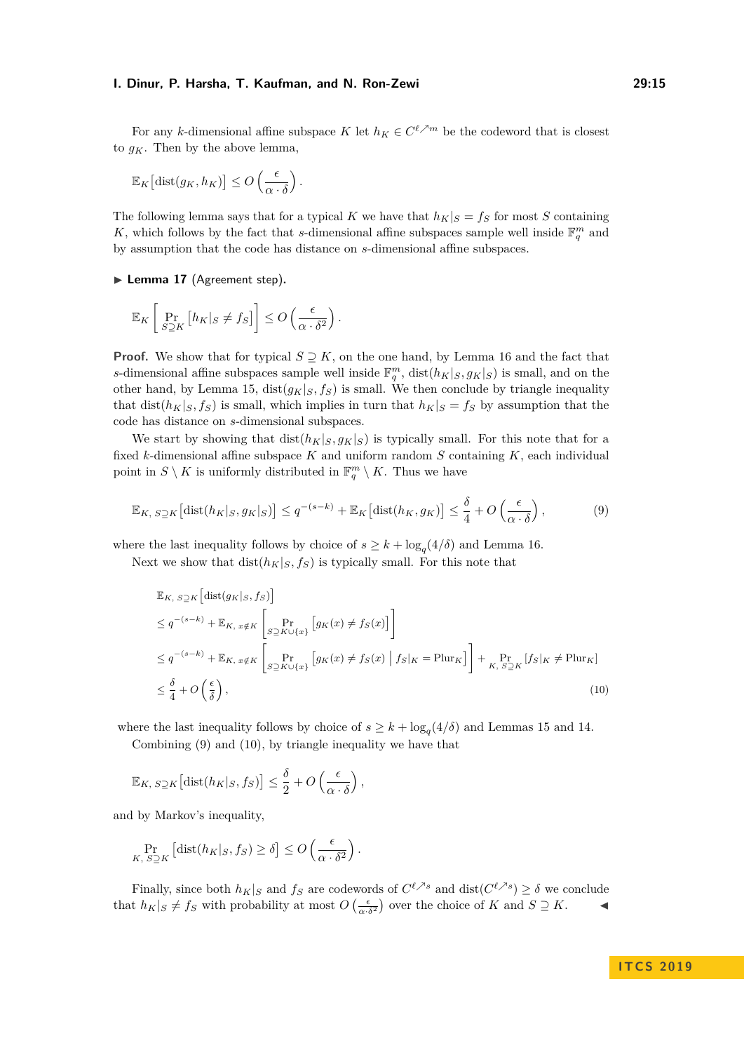For any $k$-dimensional affine subspace $K$ let $h_K \in C^{\ell \nearrow m}$ be the codeword that is closest to $g_K$. Then by the above lemma,

$$\mathbb{E}_K\big[\mathrm{dist}(g_K, h_K)\big] \le O\left(\frac{\epsilon}{\alpha \cdot \delta}\right).$$

The following lemma says that for a typical $K$ we have that $h_K|_S = f_S$ for most $S$ containing $K$, which follows by the fact that $s$-dimensional affine subspaces sample well inside $\mathbb{F}_q^m$ and by assumption that the code has distance on $s$-dimensional affine subspaces.

▶ **Lemma 17** (Agreement step).

$$\mathbb{E}_K\left[\Pr_{S \supseteq K}\big[h_K|_S \ne f_S\big]\right] \le O\left(\frac{\epsilon}{\alpha \cdot \delta^2}\right).$$

**Proof.** We show that for typical $S \supseteq K$, on the one hand, by Lemma 16 and the fact that $s$-dimensional affine subspaces sample well inside $\mathbb{F}_q^m$, $\mathrm{dist}(h_K|_S, g_K|_S)$ is small, and on the other hand, by Lemma 15, $\mathrm{dist}(g_K|_S, f_S)$ is small. We then conclude by triangle inequality that $\mathrm{dist}(h_K|_S, f_S)$ is small, which implies in turn that $h_K|_S = f_S$ by assumption that the code has distance on $s$-dimensional subspaces.

We start by showing that $\mathrm{dist}(h_K|_S, g_K|_S)$ is typically small. For this note that for a fixed $k$-dimensional affine subspace $K$ and uniform random $S$ containing $K$, each individual point in $S \setminus K$ is uniformly distributed in $\mathbb{F}_q^m \setminus K$. Thus we have

$$\mathbb{E}_{K,\, S \supseteq K}\big[\mathrm{dist}(h_K|_S, g_K|_S)\big] \le q^{-(s-k)} + \mathbb{E}_K\big[\mathrm{dist}(h_K, g_K)\big] \le \frac{\delta}{4} + O\left(\frac{\epsilon}{\alpha \cdot \delta}\right), \tag{9}$$

where the last inequality follows by choice of $s \ge k + \log_q(4/\delta)$ and Lemma 16.

Next we show that $\mathrm{dist}(h_K|_S, f_S)$ is typically small. For this note that

$$\begin{aligned}
&\mathbb{E}_{K,\, S \supseteq K}\big[\mathrm{dist}(g_K|_S, f_S)\big] \\
&\le q^{-(s-k)} + \mathbb{E}_{K,\, x \notin K}\left[\Pr_{S \supseteq K \cup \{x\}}\big[g_K(x) \ne f_S(x)\big]\right] \\
&\le q^{-(s-k)} + \mathbb{E}_{K,\, x \notin K}\left[\Pr_{S \supseteq K \cup \{x\}}\big[g_K(x) \ne f_S(x) \;\big|\; f_S|_K = \mathrm{Plur}_K\big]\right] + \Pr_{K,\, S \supseteq K}\big[f_S|_K \ne \mathrm{Plur}_K\big] \\
&\le \frac{\delta}{4} + O\left(\frac{\epsilon}{\delta}\right),
\end{aligned} \tag{10}$$

where the last inequality follows by choice of $s \ge k + \log_q(4/\delta)$ and Lemmas 15 and 14.

Combining (9) and (10), by triangle inequality we have that

$$\mathbb{E}_{K,\, S \supseteq K}\big[\mathrm{dist}(h_K|_S, f_S)\big] \le \frac{\delta}{2} + O\left(\frac{\epsilon}{\alpha \cdot \delta}\right),$$

and by Markov's inequality,

$$\Pr_{K,\, S \supseteq K}\big[\mathrm{dist}(h_K|_S, f_S) \ge \delta\big] \le O\left(\frac{\epsilon}{\alpha \cdot \delta^2}\right).$$

Finally, since both $h_K|_S$ and $f_S$ are codewords of $C^{\ell \nearrow s}$ and $\mathrm{dist}(C^{\ell \nearrow s}) \ge \delta$ we conclude that $h_K|_S \ne f_S$ with probability at most $O\left(\frac{\epsilon}{\alpha \cdot \delta^2}\right)$ over the choice of $K$ and $S \supseteq K$. ◀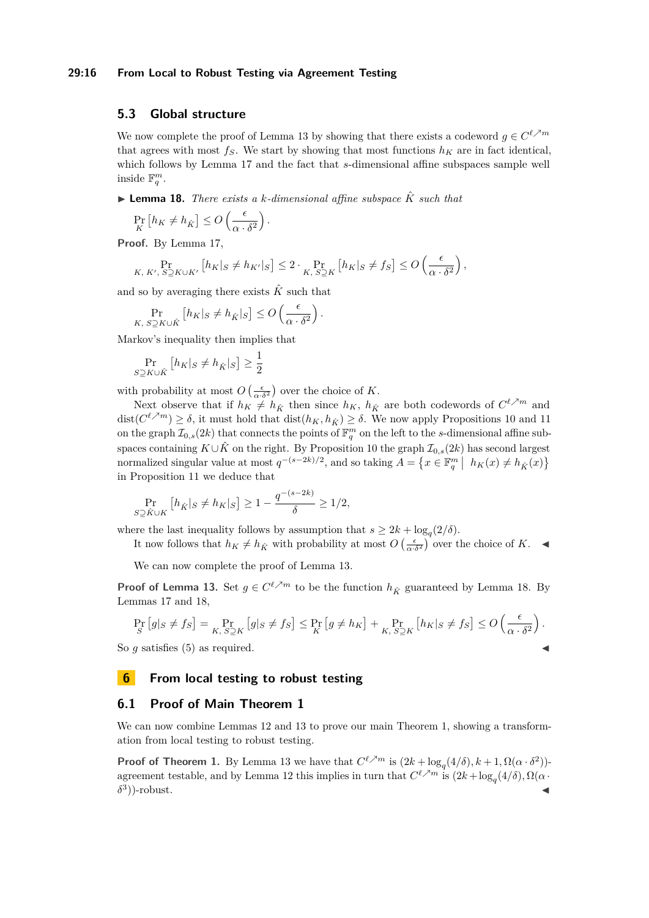### 5.3 Global structure

We now complete the proof of Lemma 13 by showing that there exists a codeword $g \in C^{\ell \nearrow m}$ that agrees with most $f_S$. We start by showing that most functions $h_K$ are in fact identical, which follows by Lemma 17 and the fact that $s$-dimensional affine subspaces sample well inside $\mathbb{F}_q^m$.

▶ **Lemma 18.** *There exists a $k$-dimensional affine subspace $\hat{K}$ such that*

$$\Pr_K \left[ h_K \neq h_{\hat{K}} \right] \leq O\left( \frac{\epsilon}{\alpha \cdot \delta^2} \right).$$

**Proof.** By Lemma 17,

$$\Pr_{K,\, K',\, S \supseteq K \cup K'} \left[ h_K|_S \neq h_{K'}|_S \right] \leq 2 \cdot \Pr_{K,\, S \supseteq K} \left[ h_K|_S \neq f_S \right] \leq O\left( \frac{\epsilon}{\alpha \cdot \delta^2} \right),$$

and so by averaging there exists $\hat{K}$ such that

$$\Pr_{K,\, S \supseteq K \cup \hat{K}} \left[ h_K|_S \neq h_{\hat{K}}|_S \right] \leq O\left( \frac{\epsilon}{\alpha \cdot \delta^2} \right).$$

Markov's inequality then implies that

$$\Pr_{S \supseteq K \cup \hat{K}} \left[ h_K|_S \neq h_{\hat{K}}|_S \right] \geq \frac{1}{2}$$

with probability at most $O\left( \frac{\epsilon}{\alpha \cdot \delta^2} \right)$ over the choice of $K$.

Next observe that if $h_K \neq h_{\hat{K}}$ then since $h_K$, $h_{\hat{K}}$ are both codewords of $C^{\ell \nearrow m}$ and $\mathrm{dist}(C^{\ell \nearrow m}) \geq \delta$, it must hold that $\mathrm{dist}(h_K, h_{\hat{K}}) \geq \delta$. We now apply Propositions 10 and 11 on the graph $\mathcal{I}_{0,s}(2k)$ that connects the points of $\mathbb{F}_q^m$ on the left to the $s$-dimensional affine subspaces containing $K \cup \hat{K}$ on the right. By Proposition 10 the graph $\mathcal{I}_{0,s}(2k)$ has second largest normalized singular value at most $q^{-(s-2k)/2}$, and so taking $A = \left\{ x \in \mathbb{F}_q^m \,\middle|\, h_K(x) \neq h_{\hat{K}}(x) \right\}$ in Proposition 11 we deduce that

$$\Pr_{S \supseteq \hat{K} \cup K} \left[ h_{\hat{K}}|_S \neq h_K|_S \right] \geq 1 - \frac{q^{-(s-2k)}}{\delta} \geq 1/2,$$

where the last inequality follows by assumption that $s \geq 2k + \log_q(2/\delta)$.

It now follows that $h_K \neq h_{\hat{K}}$ with probability at most $O\left( \frac{\epsilon}{\alpha \cdot \delta^2} \right)$ over the choice of $K$. ◀

We can now complete the proof of Lemma 13.

**Proof of Lemma 13.** Set $g \in C^{\ell \nearrow m}$ to be the function $h_{\hat{K}}$ guaranteed by Lemma 18. By Lemmas 17 and 18,

$$\Pr_S \left[ g|_S \neq f_S \right] = \Pr_{K,\, S \supseteq K} \left[ g|_S \neq f_S \right] \leq \Pr_K \left[ g \neq h_K \right] + \Pr_{K,\, S \supseteq K} \left[ h_K|_S \neq f_S \right] \leq O\left( \frac{\epsilon}{\alpha \cdot \delta^2} \right).$$

So $g$ satisfies (5) as required. ◀

## 6 From local testing to robust testing

### 6.1 Proof of Main Theorem 1

We can now combine Lemmas 12 and 13 to prove our main Theorem 1, showing a transformation from local testing to robust testing.

**Proof of Theorem 1.** By Lemma 13 we have that $C^{\ell \nearrow m}$ is $(2k + \log_q(4/\delta), k+1, \Omega(\alpha \cdot \delta^2))$-agreement testable, and by Lemma 12 this implies in turn that $C^{\ell \nearrow m}$ is $(2k + \log_q(4/\delta), \Omega(\alpha \cdot \delta^3))$-robust. ◀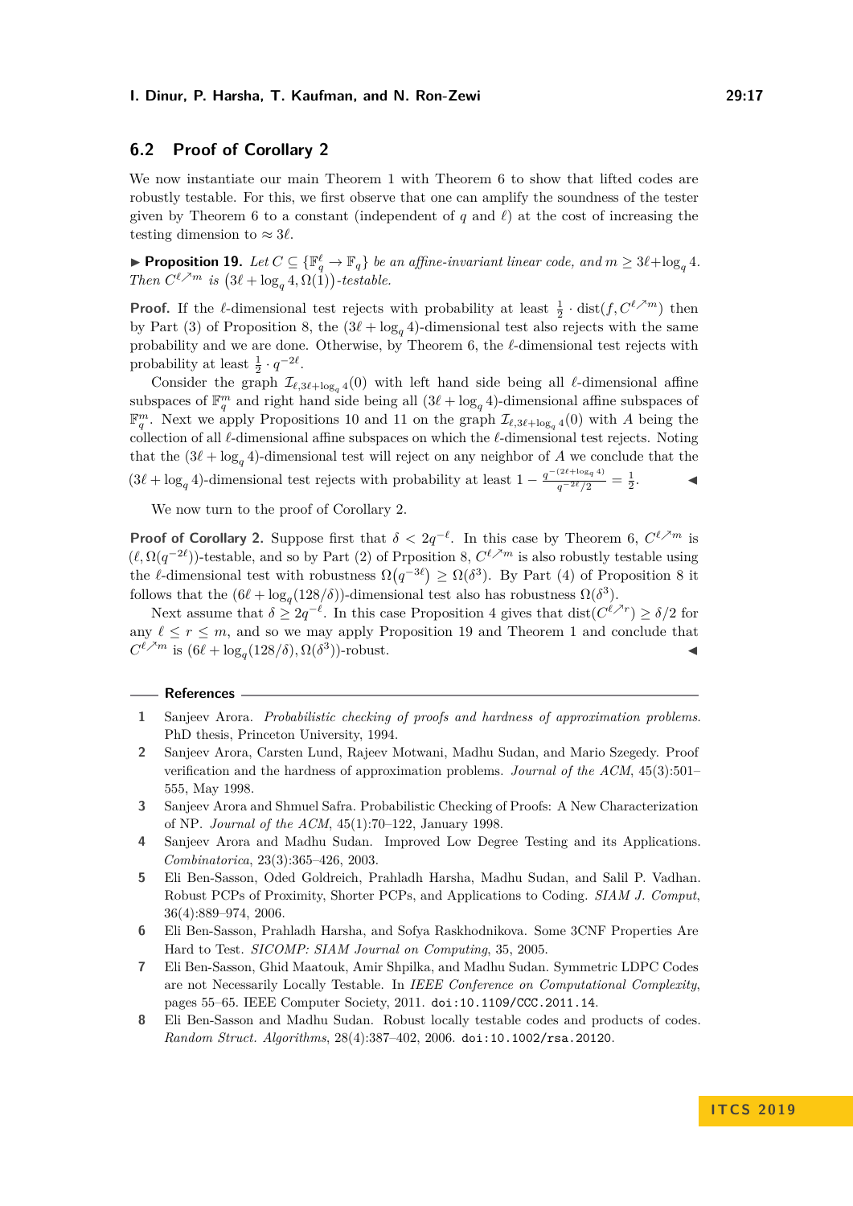## 6.2 Proof of Corollary 2

We now instantiate our main Theorem 1 with Theorem 6 to show that lifted codes are robustly testable. For this, we first observe that one can amplify the soundness of the tester given by Theorem 6 to a constant (independent of $q$ and $\ell$) at the cost of increasing the testing dimension to $\approx 3\ell$.

▶ **Proposition 19.** *Let $C \subseteq \{\mathbb{F}_q^\ell \to \mathbb{F}_q\}$ be an affine-invariant linear code, and $m \geq 3\ell + \log_q 4$. Then $C^{\ell \nearrow m}$ is $\big(3\ell + \log_q 4, \Omega(1)\big)$-testable.*

**Proof.** If the $\ell$-dimensional test rejects with probability at least $\frac{1}{2} \cdot \mathrm{dist}(f, C^{\ell \nearrow m})$ then by Part (3) of Proposition 8, the $(3\ell + \log_q 4)$-dimensional test also rejects with the same probability and we are done. Otherwise, by Theorem 6, the $\ell$-dimensional test rejects with probability at least $\frac{1}{2} \cdot q^{-2\ell}$.

Consider the graph $\mathcal{I}_{\ell, 3\ell+\log_q 4}(0)$ with left hand side being all $\ell$-dimensional affine subspaces of $\mathbb{F}_q^m$ and right hand side being all $(3\ell + \log_q 4)$-dimensional affine subspaces of $\mathbb{F}_q^m$. Next we apply Propositions 10 and 11 on the graph $\mathcal{I}_{\ell, 3\ell+\log_q 4}(0)$ with $A$ being the collection of all $\ell$-dimensional affine subspaces on which the $\ell$-dimensional test rejects. Noting that the $(3\ell + \log_q 4)$-dimensional test will reject on any neighbor of $A$ we conclude that the $(3\ell + \log_q 4)$-dimensional test rejects with probability at least $1 - \frac{q^{-(2\ell + \log_q 4)}}{q^{-2\ell}/2} = \frac{1}{2}$. ◀

We now turn to the proof of Corollary 2.

**Proof of Corollary 2.** Suppose first that $\delta < 2q^{-\ell}$. In this case by Theorem 6, $C^{\ell \nearrow m}$ is $(\ell, \Omega(q^{-2\ell}))$-testable, and so by Part (2) of Prposition 8, $C^{\ell \nearrow m}$ is also robustly testable using the $\ell$-dimensional test with robustness $\Omega\big(q^{-3\ell}\big) \geq \Omega(\delta^3)$. By Part (4) of Proposition 8 it follows that the $(6\ell + \log_q(128/\delta))$-dimensional test also has robustness $\Omega(\delta^3)$.

Next assume that $\delta \geq 2q^{-\ell}$. In this case Proposition 4 gives that $\mathrm{dist}(C^{\ell \nearrow r}) \geq \delta/2$ for any $\ell \leq r \leq m$, and so we may apply Proposition 19 and Theorem 1 and conclude that $C^{\ell \nearrow m}$ is $(6\ell + \log_q(128/\delta), \Omega(\delta^3))$-robust. ◀

## References

1. Sanjeev Arora. *Probabilistic checking of proofs and hardness of approximation problems*. PhD thesis, Princeton University, 1994.
2. Sanjeev Arora, Carsten Lund, Rajeev Motwani, Madhu Sudan, and Mario Szegedy. Proof verification and the hardness of approximation problems. *Journal of the ACM*, 45(3):501–555, May 1998.
3. Sanjeev Arora and Shmuel Safra. Probabilistic Checking of Proofs: A New Characterization of NP. *Journal of the ACM*, 45(1):70–122, January 1998.
4. Sanjeev Arora and Madhu Sudan. Improved Low Degree Testing and its Applications. *Combinatorica*, 23(3):365–426, 2003.
5. Eli Ben-Sasson, Oded Goldreich, Prahladh Harsha, Madhu Sudan, and Salil P. Vadhan. Robust PCPs of Proximity, Shorter PCPs, and Applications to Coding. *SIAM J. Comput*, 36(4):889–974, 2006.
6. Eli Ben-Sasson, Prahladh Harsha, and Sofya Raskhodnikova. Some 3CNF Properties Are Hard to Test. *SICOMP: SIAM Journal on Computing*, 35, 2005.
7. Eli Ben-Sasson, Ghid Maatouk, Amir Shpilka, and Madhu Sudan. Symmetric LDPC Codes are not Necessarily Locally Testable. In *IEEE Conference on Computational Complexity*, pages 55–65. IEEE Computer Society, 2011. doi:10.1109/CCC.2011.14.
8. Eli Ben-Sasson and Madhu Sudan. Robust locally testable codes and products of codes. *Random Struct. Algorithms*, 28(4):387–402, 2006. doi:10.1002/rsa.20120.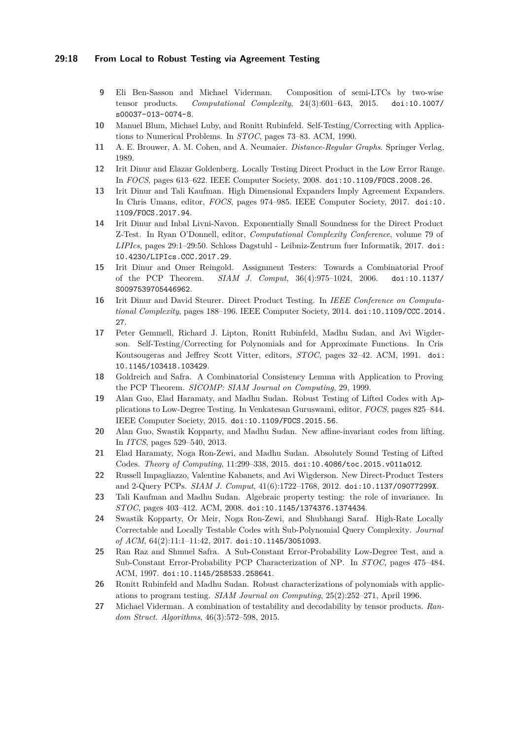9 Eli Ben-Sasson and Michael Viderman. Composition of semi-LTCs by two-wise tensor products. *Computational Complexity*, 24(3):601–643, 2015. doi:10.1007/s00037-013-0074-8.

10 Manuel Blum, Michael Luby, and Ronitt Rubinfeld. Self-Testing/Correcting with Applications to Numerical Problems. In *STOC*, pages 73–83. ACM, 1990.

11 A. E. Brouwer, A. M. Cohen, and A. Neumaier. *Distance-Regular Graphs*. Springer Verlag, 1989.

12 Irit Dinur and Elazar Goldenberg. Locally Testing Direct Product in the Low Error Range. In *FOCS*, pages 613–622. IEEE Computer Society, 2008. doi:10.1109/FOCS.2008.26.

13 Irit Dinur and Tali Kaufman. High Dimensional Expanders Imply Agreement Expanders. In Chris Umans, editor, *FOCS*, pages 974–985. IEEE Computer Society, 2017. doi:10.1109/FOCS.2017.94.

14 Irit Dinur and Inbal Livni-Navon. Exponentially Small Soundness for the Direct Product Z-Test. In Ryan O'Donnell, editor, *Computational Complexity Conference*, volume 79 of *LIPIcs*, pages 29:1–29:50. Schloss Dagstuhl - Leibniz-Zentrum fuer Informatik, 2017. doi:10.4230/LIPIcs.CCC.2017.29.

15 Irit Dinur and Omer Reingold. Assignment Testers: Towards a Combinatorial Proof of the PCP Theorem. *SIAM J. Comput*, 36(4):975–1024, 2006. doi:10.1137/S0097539705446962.

16 Irit Dinur and David Steurer. Direct Product Testing. In *IEEE Conference on Computational Complexity*, pages 188–196. IEEE Computer Society, 2014. doi:10.1109/CCC.2014.27.

17 Peter Gemmell, Richard J. Lipton, Ronitt Rubinfeld, Madhu Sudan, and Avi Wigderson. Self-Testing/Correcting for Polynomials and for Approximate Functions. In Cris Koutsougeras and Jeffrey Scott Vitter, editors, *STOC*, pages 32–42. ACM, 1991. doi:10.1145/103418.103429.

18 Goldreich and Safra. A Combinatorial Consistency Lemma with Application to Proving the PCP Theorem. *SICOMP: SIAM Journal on Computing*, 29, 1999.

19 Alan Guo, Elad Haramaty, and Madhu Sudan. Robust Testing of Lifted Codes with Applications to Low-Degree Testing. In Venkatesan Guruswami, editor, *FOCS*, pages 825–844. IEEE Computer Society, 2015. doi:10.1109/FOCS.2015.56.

20 Alan Guo, Swastik Kopparty, and Madhu Sudan. New affine-invariant codes from lifting. In *ITCS*, pages 529–540, 2013.

21 Elad Haramaty, Noga Ron-Zewi, and Madhu Sudan. Absolutely Sound Testing of Lifted Codes. *Theory of Computing*, 11:299–338, 2015. doi:10.4086/toc.2015.v011a012.

22 Russell Impagliazzo, Valentine Kabanets, and Avi Wigderson. New Direct-Product Testers and 2-Query PCPs. *SIAM J. Comput*, 41(6):1722–1768, 2012. doi:10.1137/09077299X.

23 Tali Kaufman and Madhu Sudan. Algebraic property testing: the role of invariance. In *STOC*, pages 403–412. ACM, 2008. doi:10.1145/1374376.1374434.

24 Swastik Kopparty, Or Meir, Noga Ron-Zewi, and Shubhangi Saraf. High-Rate Locally Correctable and Locally Testable Codes with Sub-Polynomial Query Complexity. *Journal of ACM*, 64(2):11:1–11:42, 2017. doi:10.1145/3051093.

25 Ran Raz and Shmuel Safra. A Sub-Constant Error-Probability Low-Degree Test, and a Sub-Constant Error-Probability PCP Characterization of NP. In *STOC*, pages 475–484. ACM, 1997. doi:10.1145/258533.258641.

26 Ronitt Rubinfeld and Madhu Sudan. Robust characterizations of polynomials with applications to program testing. *SIAM Journal on Computing*, 25(2):252–271, April 1996.

27 Michael Viderman. A combination of testability and decodability by tensor products. *Random Struct. Algorithms*, 46(3):572–598, 2015.